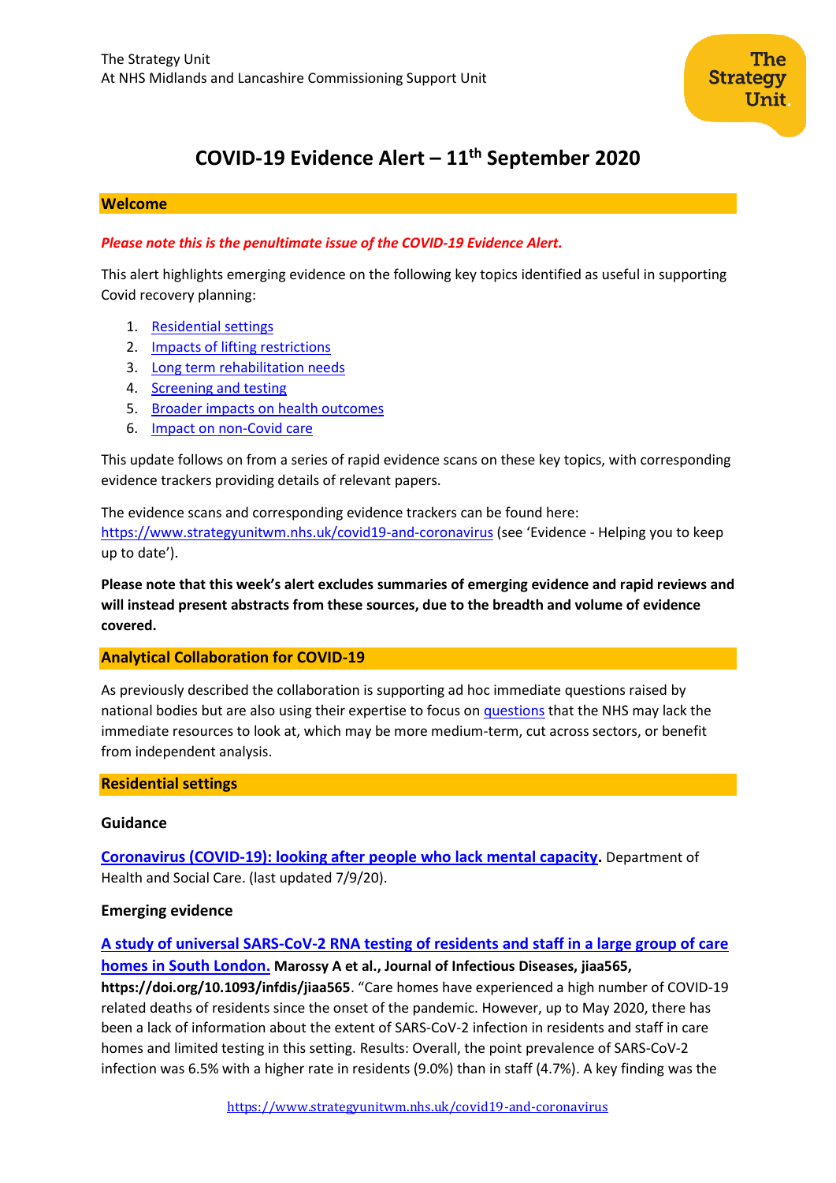The Strategy Unit
At NHS Midlands and Lancashire Commissioning Support Unit

# COVID-19 Evidence Alert – 11th September 2020

## Welcome

***Please note this is the penultimate issue of the COVID-19 Evidence Alert.***

This alert highlights emerging evidence on the following key topics identified as useful in supporting Covid recovery planning:

1. Residential settings
2. Impacts of lifting restrictions
3. Long term rehabilitation needs
4. Screening and testing
5. Broader impacts on health outcomes
6. Impact on non-Covid care

This update follows on from a series of rapid evidence scans on these key topics, with corresponding evidence trackers providing details of relevant papers.

The evidence scans and corresponding evidence trackers can be found here: https://www.strategyunitwm.nhs.uk/covid19-and-coronavirus (see 'Evidence - Helping you to keep up to date').

**Please note that this week's alert excludes summaries of emerging evidence and rapid reviews and will instead present abstracts from these sources, due to the breadth and volume of evidence covered.**

## Analytical Collaboration for COVID-19

As previously described the collaboration is supporting ad hoc immediate questions raised by national bodies but are also using their expertise to focus on questions that the NHS may lack the immediate resources to look at, which may be more medium-term, cut across sectors, or benefit from independent analysis.

## Residential settings

### Guidance

**Coronavirus (COVID-19): looking after people who lack mental capacity.** Department of Health and Social Care. (last updated 7/9/20).

### Emerging evidence

**A study of universal SARS-CoV-2 RNA testing of residents and staff in a large group of care homes in South London. Marossy A et al., Journal of Infectious Diseases, jiaa565, https://doi.org/10.1093/infdis/jiaa565**. "Care homes have experienced a high number of COVID-19 related deaths of residents since the onset of the pandemic. However, up to May 2020, there has been a lack of information about the extent of SARS-CoV-2 infection in residents and staff in care homes and limited testing in this setting. Results: Overall, the point prevalence of SARS-CoV-2 infection was 6.5% with a higher rate in residents (9.0%) than in staff (4.7%). A key finding was the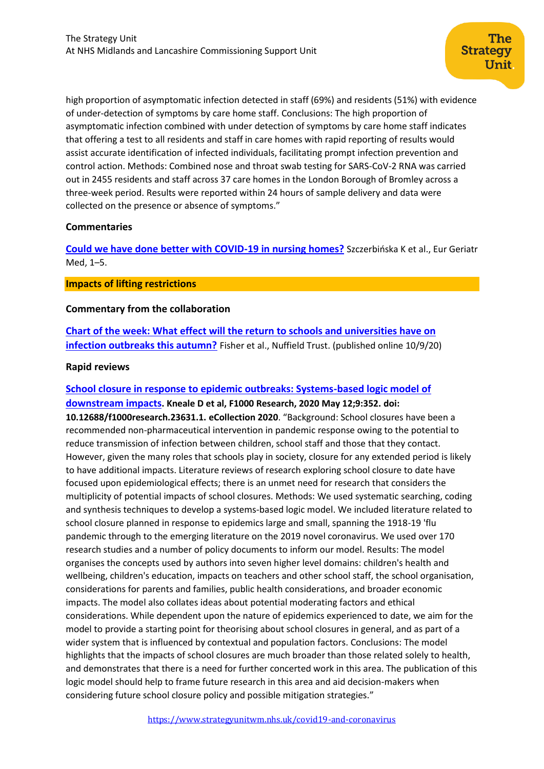high proportion of asymptomatic infection detected in staff (69%) and residents (51%) with evidence of under-detection of symptoms by care home staff. Conclusions: The high proportion of asymptomatic infection combined with under detection of symptoms by care home staff indicates that offering a test to all residents and staff in care homes with rapid reporting of results would assist accurate identification of infected individuals, facilitating prompt infection prevention and control action. Methods: Combined nose and throat swab testing for SARS-CoV-2 RNA was carried out in 2455 residents and staff across 37 care homes in the London Borough of Bromley across a three-week period. Results were reported within 24 hours of sample delivery and data were collected on the presence or absence of symptoms."

**Commentaries**

**Could we have done better with COVID-19 in nursing homes?** Szczerbińska K et al., Eur Geriatr Med, 1–5.

## Impacts of lifting restrictions

**Commentary from the collaboration**

**Chart of the week: What effect will the return to schools and universities have on infection outbreaks this autumn?** Fisher et al., Nuffield Trust. (published online 10/9/20)

**Rapid reviews**

**School closure in response to epidemic outbreaks: Systems-based logic model of downstream impacts. Kneale D et al, F1000 Research, 2020 May 12;9:352. doi: 10.12688/f1000research.23631.1. eCollection 2020**. "Background: School closures have been a recommended non-pharmaceutical intervention in pandemic response owing to the potential to reduce transmission of infection between children, school staff and those that they contact. However, given the many roles that schools play in society, closure for any extended period is likely to have additional impacts. Literature reviews of research exploring school closure to date have focused upon epidemiological effects; there is an unmet need for research that considers the multiplicity of potential impacts of school closures. Methods: We used systematic searching, coding and synthesis techniques to develop a systems-based logic model. We included literature related to school closure planned in response to epidemics large and small, spanning the 1918-19 'flu pandemic through to the emerging literature on the 2019 novel coronavirus. We used over 170 research studies and a number of policy documents to inform our model. Results: The model organises the concepts used by authors into seven higher level domains: children's health and wellbeing, children's education, impacts on teachers and other school staff, the school organisation, considerations for parents and families, public health considerations, and broader economic impacts. The model also collates ideas about potential moderating factors and ethical considerations. While dependent upon the nature of epidemics experienced to date, we aim for the model to provide a starting point for theorising about school closures in general, and as part of a wider system that is influenced by contextual and population factors. Conclusions: The model highlights that the impacts of school closures are much broader than those related solely to health, and demonstrates that there is a need for further concerted work in this area. The publication of this logic model should help to frame future research in this area and aid decision-makers when considering future school closure policy and possible mitigation strategies."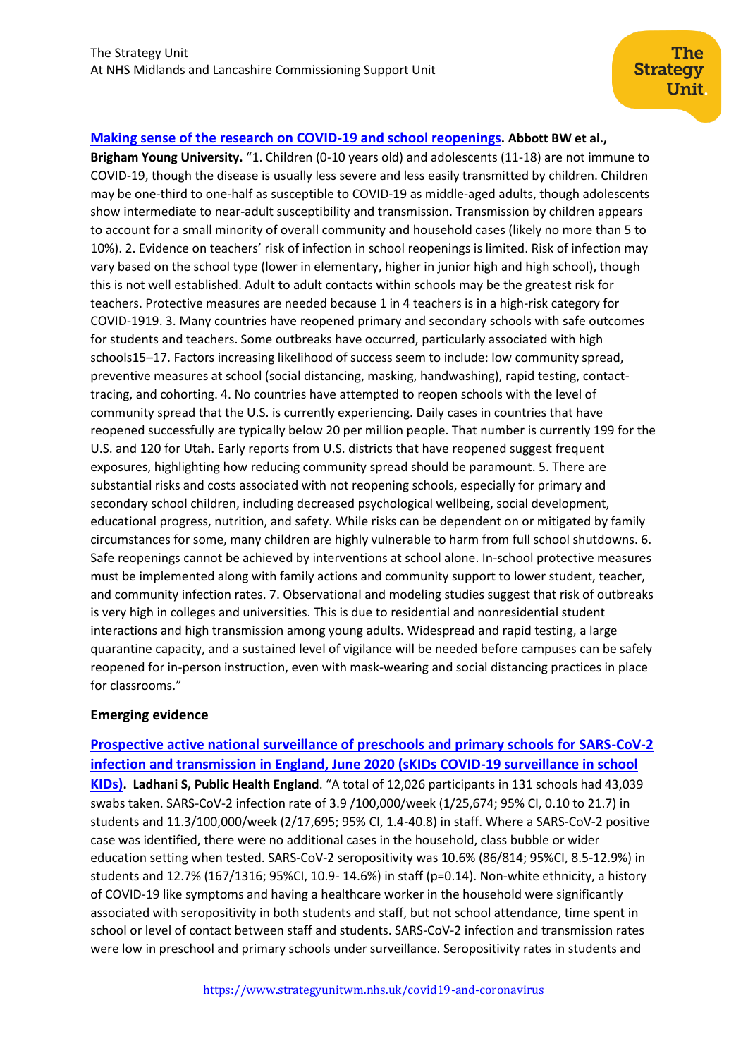**[Making sense of the research on COVID-19 and school reopenings](#). Abbott BW et al., Brigham Young University.** "1. Children (0-10 years old) and adolescents (11-18) are not immune to COVID-19, though the disease is usually less severe and less easily transmitted by children. Children may be one-third to one-half as susceptible to COVID-19 as middle-aged adults, though adolescents show intermediate to near-adult susceptibility and transmission. Transmission by children appears to account for a small minority of overall community and household cases (likely no more than 5 to 10%). 2. Evidence on teachers' risk of infection in school reopenings is limited. Risk of infection may vary based on the school type (lower in elementary, higher in junior high and high school), though this is not well established. Adult to adult contacts within schools may be the greatest risk for teachers. Protective measures are needed because 1 in 4 teachers is in a high-risk category for COVID-1919. 3. Many countries have reopened primary and secondary schools with safe outcomes for students and teachers. Some outbreaks have occurred, particularly associated with high schools15–17. Factors increasing likelihood of success seem to include: low community spread, preventive measures at school (social distancing, masking, handwashing), rapid testing, contact-tracing, and cohorting. 4. No countries have attempted to reopen schools with the level of community spread that the U.S. is currently experiencing. Daily cases in countries that have reopened successfully are typically below 20 per million people. That number is currently 199 for the U.S. and 120 for Utah. Early reports from U.S. districts that have reopened suggest frequent exposures, highlighting how reducing community spread should be paramount. 5. There are substantial risks and costs associated with not reopening schools, especially for primary and secondary school children, including decreased psychological wellbeing, social development, educational progress, nutrition, and safety. While risks can be dependent on or mitigated by family circumstances for some, many children are highly vulnerable to harm from full school shutdowns. 6. Safe reopenings cannot be achieved by interventions at school alone. In-school protective measures must be implemented along with family actions and community support to lower student, teacher, and community infection rates. 7. Observational and modeling studies suggest that risk of outbreaks is very high in colleges and universities. This is due to residential and nonresidential student interactions and high transmission among young adults. Widespread and rapid testing, a large quarantine capacity, and a sustained level of vigilance will be needed before campuses can be safely reopened for in-person instruction, even with mask-wearing and social distancing practices in place for classrooms."

**Emerging evidence**

**[Prospective active national surveillance of preschools and primary schools for SARS-CoV-2 infection and transmission in England, June 2020 (sKIDs COVID-19 surveillance in school KIDs)](#). Ladhani S, Public Health England**. "A total of 12,026 participants in 131 schools had 43,039 swabs taken. SARS-CoV-2 infection rate of 3.9 /100,000/week (1/25,674; 95% CI, 0.10 to 21.7) in students and 11.3/100,000/week (2/17,695; 95% CI, 1.4-40.8) in staff. Where a SARS-CoV-2 positive case was identified, there were no additional cases in the household, class bubble or wider education setting when tested. SARS-CoV-2 seropositivity was 10.6% (86/814; 95%CI, 8.5-12.9%) in students and 12.7% (167/1316; 95%CI, 10.9- 14.6%) in staff (p=0.14). Non-white ethnicity, a history of COVID-19 like symptoms and having a healthcare worker in the household were significantly associated with seropositivity in both students and staff, but not school attendance, time spent in school or level of contact between staff and students. SARS-CoV-2 infection and transmission rates were low in preschool and primary schools under surveillance. Seropositivity rates in students and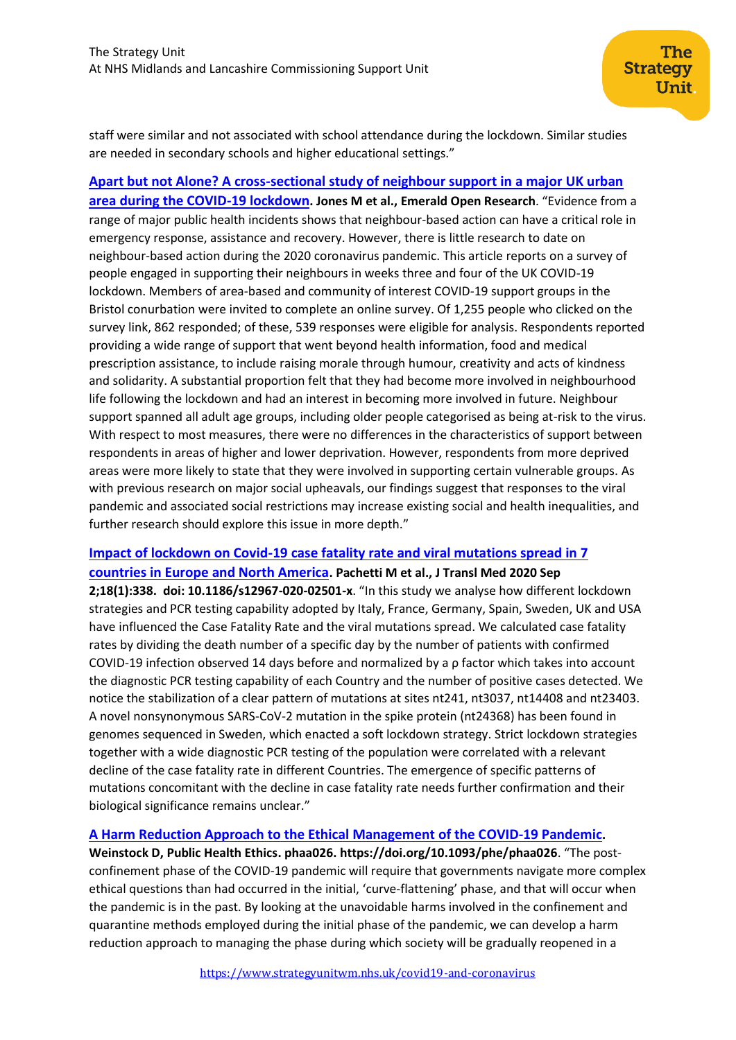staff were similar and not associated with school attendance during the lockdown. Similar studies are needed in secondary schools and higher educational settings."

**Apart but not Alone? A cross-sectional study of neighbour support in a major UK urban area during the COVID-19 lockdown. Jones M et al., Emerald Open Research**. "Evidence from a range of major public health incidents shows that neighbour-based action can have a critical role in emergency response, assistance and recovery. However, there is little research to date on neighbour-based action during the 2020 coronavirus pandemic. This article reports on a survey of people engaged in supporting their neighbours in weeks three and four of the UK COVID-19 lockdown. Members of area-based and community of interest COVID-19 support groups in the Bristol conurbation were invited to complete an online survey. Of 1,255 people who clicked on the survey link, 862 responded; of these, 539 responses were eligible for analysis. Respondents reported providing a wide range of support that went beyond health information, food and medical prescription assistance, to include raising morale through humour, creativity and acts of kindness and solidarity. A substantial proportion felt that they had become more involved in neighbourhood life following the lockdown and had an interest in becoming more involved in future. Neighbour support spanned all adult age groups, including older people categorised as being at-risk to the virus. With respect to most measures, there were no differences in the characteristics of support between respondents in areas of higher and lower deprivation. However, respondents from more deprived areas were more likely to state that they were involved in supporting certain vulnerable groups. As with previous research on major social upheavals, our findings suggest that responses to the viral pandemic and associated social restrictions may increase existing social and health inequalities, and further research should explore this issue in more depth."

**Impact of lockdown on Covid-19 case fatality rate and viral mutations spread in 7 countries in Europe and North America. Pachetti M et al., J Transl Med 2020 Sep 2;18(1):338. doi: 10.1186/s12967-020-02501-x**. "In this study we analyse how different lockdown strategies and PCR testing capability adopted by Italy, France, Germany, Spain, Sweden, UK and USA have influenced the Case Fatality Rate and the viral mutations spread. We calculated case fatality rates by dividing the death number of a specific day by the number of patients with confirmed COVID-19 infection observed 14 days before and normalized by a ρ factor which takes into account the diagnostic PCR testing capability of each Country and the number of positive cases detected. We notice the stabilization of a clear pattern of mutations at sites nt241, nt3037, nt14408 and nt23403. A novel nonsynonymous SARS-CoV-2 mutation in the spike protein (nt24368) has been found in genomes sequenced in Sweden, which enacted a soft lockdown strategy. Strict lockdown strategies together with a wide diagnostic PCR testing of the population were correlated with a relevant decline of the case fatality rate in different Countries. The emergence of specific patterns of mutations concomitant with the decline in case fatality rate needs further confirmation and their biological significance remains unclear."

**A Harm Reduction Approach to the Ethical Management of the COVID-19 Pandemic. Weinstock D, Public Health Ethics. phaa026. https://doi.org/10.1093/phe/phaa026**. "The post-confinement phase of the COVID-19 pandemic will require that governments navigate more complex ethical questions than had occurred in the initial, 'curve-flattening' phase, and that will occur when the pandemic is in the past. By looking at the unavoidable harms involved in the confinement and quarantine methods employed during the initial phase of the pandemic, we can develop a harm reduction approach to managing the phase during which society will be gradually reopened in a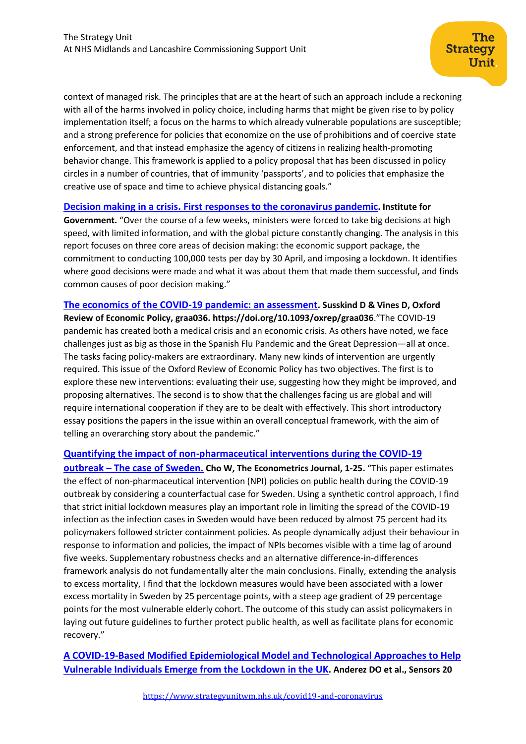context of managed risk. The principles that are at the heart of such an approach include a reckoning with all of the harms involved in policy choice, including harms that might be given rise to by policy implementation itself; a focus on the harms to which already vulnerable populations are susceptible; and a strong preference for policies that economize on the use of prohibitions and of coercive state enforcement, and that instead emphasize the agency of citizens in realizing health-promoting behavior change. This framework is applied to a policy proposal that has been discussed in policy circles in a number of countries, that of immunity 'passports', and to policies that emphasize the creative use of space and time to achieve physical distancing goals."

**Decision making in a crisis. First responses to the coronavirus pandemic. Institute for Government.** "Over the course of a few weeks, ministers were forced to take big decisions at high speed, with limited information, and with the global picture constantly changing. The analysis in this report focuses on three core areas of decision making: the economic support package, the commitment to conducting 100,000 tests per day by 30 April, and imposing a lockdown. It identifies where good decisions were made and what it was about them that made them successful, and finds common causes of poor decision making."

**The economics of the COVID-19 pandemic: an assessment. Susskind D & Vines D, Oxford Review of Economic Policy, graa036. https://doi.org/10.1093/oxrep/graa036.** "The COVID-19 pandemic has created both a medical crisis and an economic crisis. As others have noted, we face challenges just as big as those in the Spanish Flu Pandemic and the Great Depression—all at once. The tasks facing policy-makers are extraordinary. Many new kinds of intervention are urgently required. This issue of the Oxford Review of Economic Policy has two objectives. The first is to explore these new interventions: evaluating their use, suggesting how they might be improved, and proposing alternatives. The second is to show that the challenges facing us are global and will require international cooperation if they are to be dealt with effectively. This short introductory essay positions the papers in the issue within an overall conceptual framework, with the aim of telling an overarching story about the pandemic."

**Quantifying the impact of non-pharmaceutical interventions during the COVID-19 outbreak – The case of Sweden. Cho W, The Econometrics Journal, 1-25.** "This paper estimates the effect of non-pharmaceutical intervention (NPI) policies on public health during the COVID-19 outbreak by considering a counterfactual case for Sweden. Using a synthetic control approach, I find that strict initial lockdown measures play an important role in limiting the spread of the COVID-19 infection as the infection cases in Sweden would have been reduced by almost 75 percent had its policymakers followed stricter containment policies. As people dynamically adjust their behaviour in response to information and policies, the impact of NPIs becomes visible with a time lag of around five weeks. Supplementary robustness checks and an alternative difference-in-differences framework analysis do not fundamentally alter the main conclusions. Finally, extending the analysis to excess mortality, I find that the lockdown measures would have been associated with a lower excess mortality in Sweden by 25 percentage points, with a steep age gradient of 29 percentage points for the most vulnerable elderly cohort. The outcome of this study can assist policymakers in laying out future guidelines to further protect public health, as well as facilitate plans for economic recovery."

**A COVID-19-Based Modified Epidemiological Model and Technological Approaches to Help Vulnerable Individuals Emerge from the Lockdown in the UK. Anderez DO et al., Sensors 20**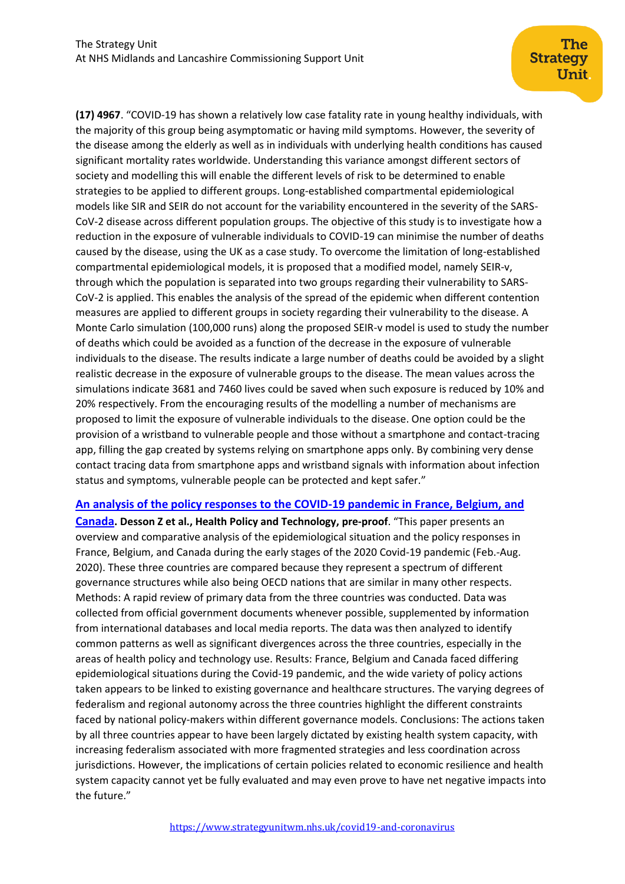**(17) 4967**. "COVID-19 has shown a relatively low case fatality rate in young healthy individuals, with the majority of this group being asymptomatic or having mild symptoms. However, the severity of the disease among the elderly as well as in individuals with underlying health conditions has caused significant mortality rates worldwide. Understanding this variance amongst different sectors of society and modelling this will enable the different levels of risk to be determined to enable strategies to be applied to different groups. Long-established compartmental epidemiological models like SIR and SEIR do not account for the variability encountered in the severity of the SARS-CoV-2 disease across different population groups. The objective of this study is to investigate how a reduction in the exposure of vulnerable individuals to COVID-19 can minimise the number of deaths caused by the disease, using the UK as a case study. To overcome the limitation of long-established compartmental epidemiological models, it is proposed that a modified model, namely SEIR-v, through which the population is separated into two groups regarding their vulnerability to SARS-CoV-2 is applied. This enables the analysis of the spread of the epidemic when different contention measures are applied to different groups in society regarding their vulnerability to the disease. A Monte Carlo simulation (100,000 runs) along the proposed SEIR-v model is used to study the number of deaths which could be avoided as a function of the decrease in the exposure of vulnerable individuals to the disease. The results indicate a large number of deaths could be avoided by a slight realistic decrease in the exposure of vulnerable groups to the disease. The mean values across the simulations indicate 3681 and 7460 lives could be saved when such exposure is reduced by 10% and 20% respectively. From the encouraging results of the modelling a number of mechanisms are proposed to limit the exposure of vulnerable individuals to the disease. One option could be the provision of a wristband to vulnerable people and those without a smartphone and contact-tracing app, filling the gap created by systems relying on smartphone apps only. By combining very dense contact tracing data from smartphone apps and wristband signals with information about infection status and symptoms, vulnerable people can be protected and kept safer."

**An analysis of the policy responses to the COVID-19 pandemic in France, Belgium, and Canada. Desson Z et al., Health Policy and Technology, pre-proof**. "This paper presents an overview and comparative analysis of the epidemiological situation and the policy responses in France, Belgium, and Canada during the early stages of the 2020 Covid-19 pandemic (Feb.-Aug. 2020). These three countries are compared because they represent a spectrum of different governance structures while also being OECD nations that are similar in many other respects. Methods: A rapid review of primary data from the three countries was conducted. Data was collected from official government documents whenever possible, supplemented by information from international databases and local media reports. The data was then analyzed to identify common patterns as well as significant divergences across the three countries, especially in the areas of health policy and technology use. Results: France, Belgium and Canada faced differing epidemiological situations during the Covid-19 pandemic, and the wide variety of policy actions taken appears to be linked to existing governance and healthcare structures. The varying degrees of federalism and regional autonomy across the three countries highlight the different constraints faced by national policy-makers within different governance models. Conclusions: The actions taken by all three countries appear to have been largely dictated by existing health system capacity, with increasing federalism associated with more fragmented strategies and less coordination across jurisdictions. However, the implications of certain policies related to economic resilience and health system capacity cannot yet be fully evaluated and may even prove to have net negative impacts into the future."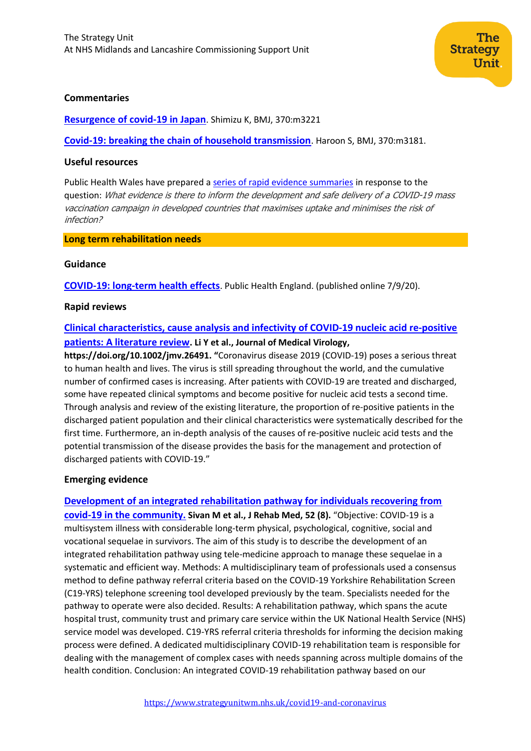### Commentaries

**[Resurgence of covid-19 in Japan](#)**. Shimizu K, BMJ, 370:m3221

**[Covid-19: breaking the chain of household transmission](#)**. Haroon S, BMJ, 370:m3181.

### Useful resources

Public Health Wales have prepared a [series of rapid evidence summaries](#) in response to the question: *What evidence is there to inform the development and safe delivery of a COVID-19 mass vaccination campaign in developed countries that maximises uptake and minimises the risk of infection?*

## Long term rehabilitation needs

### Guidance

**[COVID-19: long-term health effects](#)**. Public Health England. (published online 7/9/20).

### Rapid reviews

**[Clinical characteristics, cause analysis and infectivity of COVID-19 nucleic acid re-positive patients: A literature review](#). Li Y et al., Journal of Medical Virology, https://doi.org/10.1002/jmv.26491.** "Coronavirus disease 2019 (COVID-19) poses a serious threat to human health and lives. The virus is still spreading throughout the world, and the cumulative number of confirmed cases is increasing. After patients with COVID-19 are treated and discharged, some have repeated clinical symptoms and become positive for nucleic acid tests a second time. Through analysis and review of the existing literature, the proportion of re-positive patients in the discharged patient population and their clinical characteristics were systematically described for the first time. Furthermore, an in-depth analysis of the causes of re-positive nucleic acid tests and the potential transmission of the disease provides the basis for the management and protection of discharged patients with COVID-19."

### Emerging evidence

**[Development of an integrated rehabilitation pathway for individuals recovering from covid-19 in the community.](#) Sivan M et al., J Rehab Med, 52 (8).** "Objective: COVID-19 is a multisystem illness with considerable long-term physical, psychological, cognitive, social and vocational sequelae in survivors. The aim of this study is to describe the development of an integrated rehabilitation pathway using tele-medicine approach to manage these sequelae in a systematic and efficient way. Methods: A multidisciplinary team of professionals used a consensus method to define pathway referral criteria based on the COVID-19 Yorkshire Rehabilitation Screen (C19-YRS) telephone screening tool developed previously by the team. Specialists needed for the pathway to operate were also decided. Results: A rehabilitation pathway, which spans the acute hospital trust, community trust and primary care service within the UK National Health Service (NHS) service model was developed. C19-YRS referral criteria thresholds for informing the decision making process were defined. A dedicated multidisciplinary COVID-19 rehabilitation team is responsible for dealing with the management of complex cases with needs spanning across multiple domains of the health condition. Conclusion: An integrated COVID-19 rehabilitation pathway based on our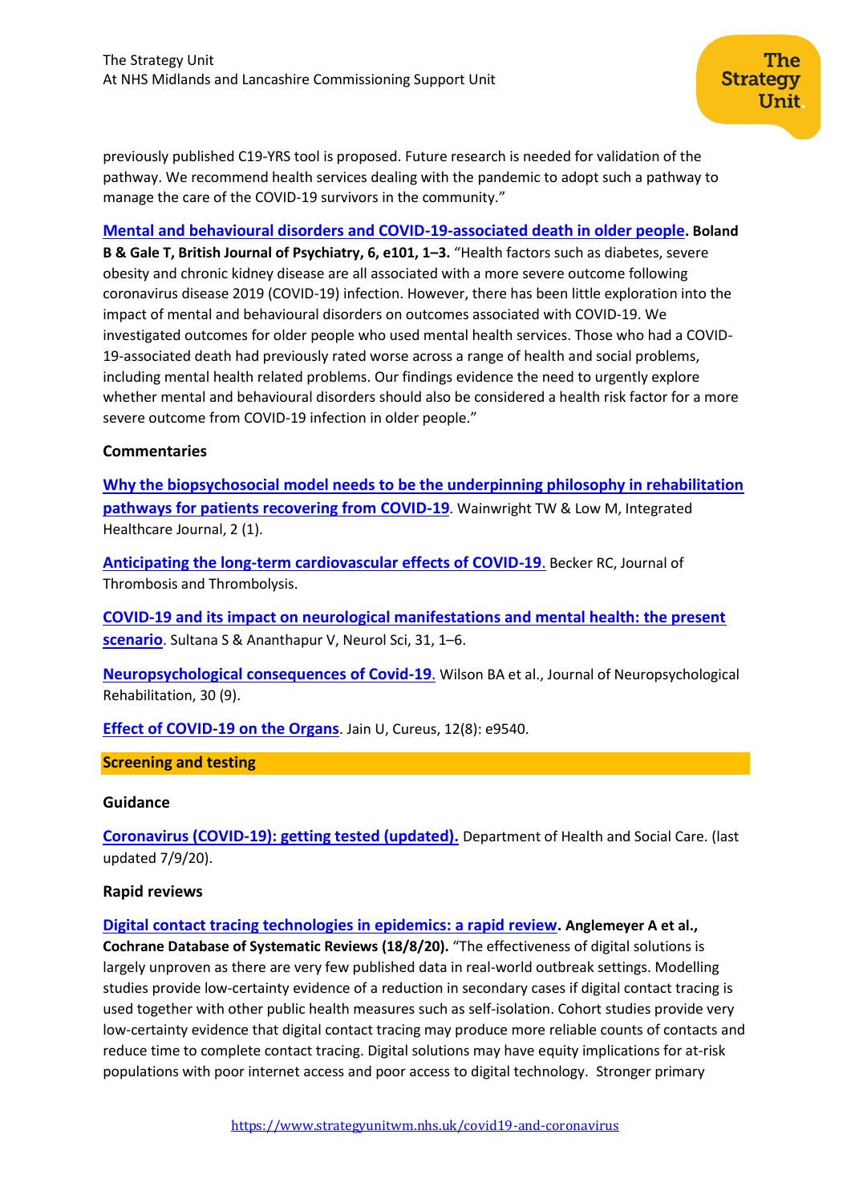previously published C19-YRS tool is proposed. Future research is needed for validation of the pathway. We recommend health services dealing with the pandemic to adopt such a pathway to manage the care of the COVID-19 survivors in the community."

**Mental and behavioural disorders and COVID-19-associated death in older people. Boland B & Gale T, British Journal of Psychiatry, 6, e101, 1–3.** "Health factors such as diabetes, severe obesity and chronic kidney disease are all associated with a more severe outcome following coronavirus disease 2019 (COVID-19) infection. However, there has been little exploration into the impact of mental and behavioural disorders on outcomes associated with COVID-19. We investigated outcomes for older people who used mental health services. Those who had a COVID-19-associated death had previously rated worse across a range of health and social problems, including mental health related problems. Our findings evidence the need to urgently explore whether mental and behavioural disorders should also be considered a health risk factor for a more severe outcome from COVID-19 infection in older people."

### Commentaries

**Why the biopsychosocial model needs to be the underpinning philosophy in rehabilitation pathways for patients recovering from COVID-19**. Wainwright TW & Low M, Integrated Healthcare Journal, 2 (1).

**Anticipating the long-term cardiovascular effects of COVID-19**. Becker RC, Journal of Thrombosis and Thrombolysis.

**COVID-19 and its impact on neurological manifestations and mental health: the present scenario**. Sultana S & Ananthapur V, Neurol Sci, 31, 1–6.

**Neuropsychological consequences of Covid-19**. Wilson BA et al., Journal of Neuropsychological Rehabilitation, 30 (9).

**Effect of COVID-19 on the Organs**. Jain U, Cureus, 12(8): e9540.

## Screening and testing

### Guidance

**Coronavirus (COVID-19): getting tested (updated).** Department of Health and Social Care. (last updated 7/9/20).

### Rapid reviews

**Digital contact tracing technologies in epidemics: a rapid review. Anglemeyer A et al., Cochrane Database of Systematic Reviews (18/8/20).** "The effectiveness of digital solutions is largely unproven as there are very few published data in real-world outbreak settings. Modelling studies provide low-certainty evidence of a reduction in secondary cases if digital contact tracing is used together with other public health measures such as self-isolation. Cohort studies provide very low-certainty evidence that digital contact tracing may produce more reliable counts of contacts and reduce time to complete contact tracing. Digital solutions may have equity implications for at-risk populations with poor internet access and poor access to digital technology. Stronger primary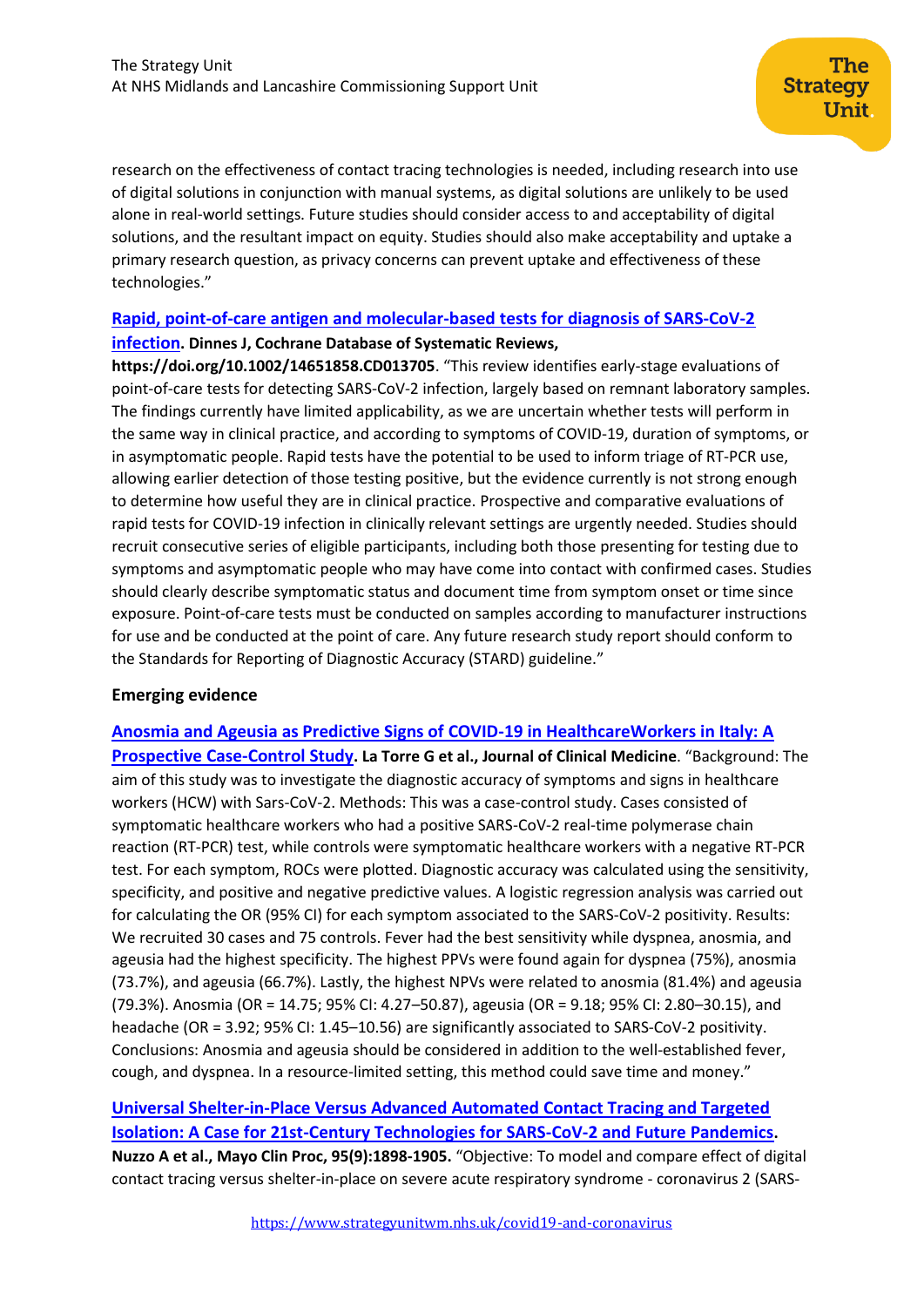research on the effectiveness of contact tracing technologies is needed, including research into use of digital solutions in conjunction with manual systems, as digital solutions are unlikely to be used alone in real-world settings. Future studies should consider access to and acceptability of digital solutions, and the resultant impact on equity. Studies should also make acceptability and uptake a primary research question, as privacy concerns can prevent uptake and effectiveness of these technologies."

**Rapid, point-of-care antigen and molecular-based tests for diagnosis of SARS-CoV-2 infection. Dinnes J, Cochrane Database of Systematic Reviews, https://doi.org/10.1002/14651858.CD013705**. "This review identifies early-stage evaluations of point-of-care tests for detecting SARS-CoV-2 infection, largely based on remnant laboratory samples. The findings currently have limited applicability, as we are uncertain whether tests will perform in the same way in clinical practice, and according to symptoms of COVID-19, duration of symptoms, or in asymptomatic people. Rapid tests have the potential to be used to inform triage of RT-PCR use, allowing earlier detection of those testing positive, but the evidence currently is not strong enough to determine how useful they are in clinical practice. Prospective and comparative evaluations of rapid tests for COVID-19 infection in clinically relevant settings are urgently needed. Studies should recruit consecutive series of eligible participants, including both those presenting for testing due to symptoms and asymptomatic people who may have come into contact with confirmed cases. Studies should clearly describe symptomatic status and document time from symptom onset or time since exposure. Point-of-care tests must be conducted on samples according to manufacturer instructions for use and be conducted at the point of care. Any future research study report should conform to the Standards for Reporting of Diagnostic Accuracy (STARD) guideline."

### Emerging evidence

**Anosmia and Ageusia as Predictive Signs of COVID-19 in HealthcareWorkers in Italy: A Prospective Case-Control Study. La Torre G et al., Journal of Clinical Medicine**. "Background: The aim of this study was to investigate the diagnostic accuracy of symptoms and signs in healthcare workers (HCW) with Sars-CoV-2. Methods: This was a case-control study. Cases consisted of symptomatic healthcare workers who had a positive SARS-CoV-2 real-time polymerase chain reaction (RT-PCR) test, while controls were symptomatic healthcare workers with a negative RT-PCR test. For each symptom, ROCs were plotted. Diagnostic accuracy was calculated using the sensitivity, specificity, and positive and negative predictive values. A logistic regression analysis was carried out for calculating the OR (95% CI) for each symptom associated to the SARS-CoV-2 positivity. Results: We recruited 30 cases and 75 controls. Fever had the best sensitivity while dyspnea, anosmia, and ageusia had the highest specificity. The highest PPVs were found again for dyspnea (75%), anosmia (73.7%), and ageusia (66.7%). Lastly, the highest NPVs were related to anosmia (81.4%) and ageusia (79.3%). Anosmia (OR = 14.75; 95% CI: 4.27–50.87), ageusia (OR = 9.18; 95% CI: 2.80–30.15), and headache (OR = 3.92; 95% CI: 1.45–10.56) are significantly associated to SARS-CoV-2 positivity. Conclusions: Anosmia and ageusia should be considered in addition to the well-established fever, cough, and dyspnea. In a resource-limited setting, this method could save time and money."

**Universal Shelter-in-Place Versus Advanced Automated Contact Tracing and Targeted Isolation: A Case for 21st-Century Technologies for SARS-CoV-2 and Future Pandemics. Nuzzo A et al., Mayo Clin Proc, 95(9):1898-1905.** "Objective: To model and compare effect of digital contact tracing versus shelter-in-place on severe acute respiratory syndrome - coronavirus 2 (SARS-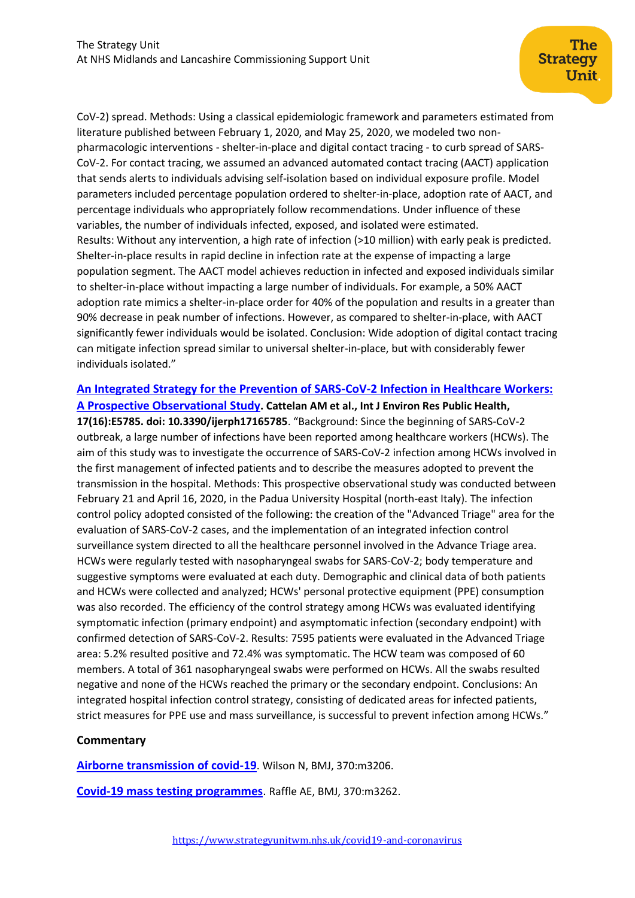CoV-2) spread. Methods: Using a classical epidemiologic framework and parameters estimated from literature published between February 1, 2020, and May 25, 2020, we modeled two non-pharmacologic interventions - shelter-in-place and digital contact tracing - to curb spread of SARS-CoV-2. For contact tracing, we assumed an advanced automated contact tracing (AACT) application that sends alerts to individuals advising self-isolation based on individual exposure profile. Model parameters included percentage population ordered to shelter-in-place, adoption rate of AACT, and percentage individuals who appropriately follow recommendations. Under influence of these variables, the number of individuals infected, exposed, and isolated were estimated. Results: Without any intervention, a high rate of infection (>10 million) with early peak is predicted. Shelter-in-place results in rapid decline in infection rate at the expense of impacting a large population segment. The AACT model achieves reduction in infected and exposed individuals similar to shelter-in-place without impacting a large number of individuals. For example, a 50% AACT adoption rate mimics a shelter-in-place order for 40% of the population and results in a greater than 90% decrease in peak number of infections. However, as compared to shelter-in-place, with AACT significantly fewer individuals would be isolated. Conclusion: Wide adoption of digital contact tracing can mitigate infection spread similar to universal shelter-in-place, but with considerably fewer individuals isolated."

**An Integrated Strategy for the Prevention of SARS-CoV-2 Infection in Healthcare Workers: A Prospective Observational Study. Cattelan AM et al., Int J Environ Res Public Health, 17(16):E5785. doi: 10.3390/ijerph17165785**. "Background: Since the beginning of SARS-CoV-2 outbreak, a large number of infections have been reported among healthcare workers (HCWs). The aim of this study was to investigate the occurrence of SARS-CoV-2 infection among HCWs involved in the first management of infected patients and to describe the measures adopted to prevent the transmission in the hospital. Methods: This prospective observational study was conducted between February 21 and April 16, 2020, in the Padua University Hospital (north-east Italy). The infection control policy adopted consisted of the following: the creation of the "Advanced Triage" area for the evaluation of SARS-CoV-2 cases, and the implementation of an integrated infection control surveillance system directed to all the healthcare personnel involved in the Advance Triage area. HCWs were regularly tested with nasopharyngeal swabs for SARS-CoV-2; body temperature and suggestive symptoms were evaluated at each duty. Demographic and clinical data of both patients and HCWs were collected and analyzed; HCWs' personal protective equipment (PPE) consumption was also recorded. The efficiency of the control strategy among HCWs was evaluated identifying symptomatic infection (primary endpoint) and asymptomatic infection (secondary endpoint) with confirmed detection of SARS-CoV-2. Results: 7595 patients were evaluated in the Advanced Triage area: 5.2% resulted positive and 72.4% was symptomatic. The HCW team was composed of 60 members. A total of 361 nasopharyngeal swabs were performed on HCWs. All the swabs resulted negative and none of the HCWs reached the primary or the secondary endpoint. Conclusions: An integrated hospital infection control strategy, consisting of dedicated areas for infected patients, strict measures for PPE use and mass surveillance, is successful to prevent infection among HCWs."

**Commentary**

**Airborne transmission of covid-19**. Wilson N, BMJ, 370:m3206.

**Covid-19 mass testing programmes**. Raffle AE, BMJ, 370:m3262.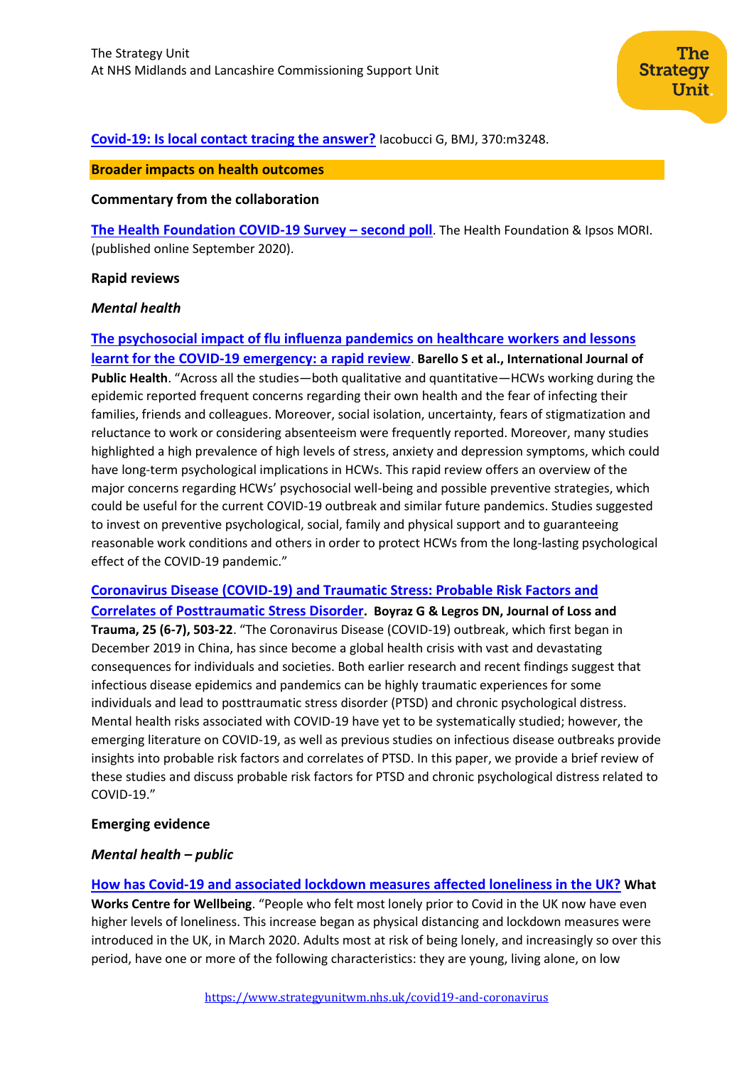[Covid-19: Is local contact tracing the answer?](#) Iacobucci G, BMJ, 370:m3248.

## Broader impacts on health outcomes

### Commentary from the collaboration

[The Health Foundation COVID-19 Survey – second poll](#). The Health Foundation & Ipsos MORI. (published online September 2020).

### Rapid reviews

#### *Mental health*

[The psychosocial impact of flu influenza pandemics on healthcare workers and lessons learnt for the COVID-19 emergency: a rapid review](#). **Barello S et al., International Journal of Public Health**. "Across all the studies—both qualitative and quantitative—HCWs working during the epidemic reported frequent concerns regarding their own health and the fear of infecting their families, friends and colleagues. Moreover, social isolation, uncertainty, fears of stigmatization and reluctance to work or considering absenteeism were frequently reported. Moreover, many studies highlighted a high prevalence of high levels of stress, anxiety and depression symptoms, which could have long-term psychological implications in HCWs. This rapid review offers an overview of the major concerns regarding HCWs' psychosocial well-being and possible preventive strategies, which could be useful for the current COVID-19 outbreak and similar future pandemics. Studies suggested to invest on preventive psychological, social, family and physical support and to guaranteeing reasonable work conditions and others in order to protect HCWs from the long-lasting psychological effect of the COVID-19 pandemic."

[Coronavirus Disease (COVID-19) and Traumatic Stress: Probable Risk Factors and Correlates of Posttraumatic Stress Disorder](#). **Boyraz G & Legros DN, Journal of Loss and Trauma, 25 (6-7), 503-22**. "The Coronavirus Disease (COVID-19) outbreak, which first began in December 2019 in China, has since become a global health crisis with vast and devastating consequences for individuals and societies. Both earlier research and recent findings suggest that infectious disease epidemics and pandemics can be highly traumatic experiences for some individuals and lead to posttraumatic stress disorder (PTSD) and chronic psychological distress. Mental health risks associated with COVID-19 have yet to be systematically studied; however, the emerging literature on COVID-19, as well as previous studies on infectious disease outbreaks provide insights into probable risk factors and correlates of PTSD. In this paper, we provide a brief review of these studies and discuss probable risk factors for PTSD and chronic psychological distress related to COVID-19."

### Emerging evidence

#### *Mental health – public*

[How has Covid-19 and associated lockdown measures affected loneliness in the UK?](#) **What Works Centre for Wellbeing**. "People who felt most lonely prior to Covid in the UK now have even higher levels of loneliness. This increase began as physical distancing and lockdown measures were introduced in the UK, in March 2020. Adults most at risk of being lonely, and increasingly so over this period, have one or more of the following characteristics: they are young, living alone, on low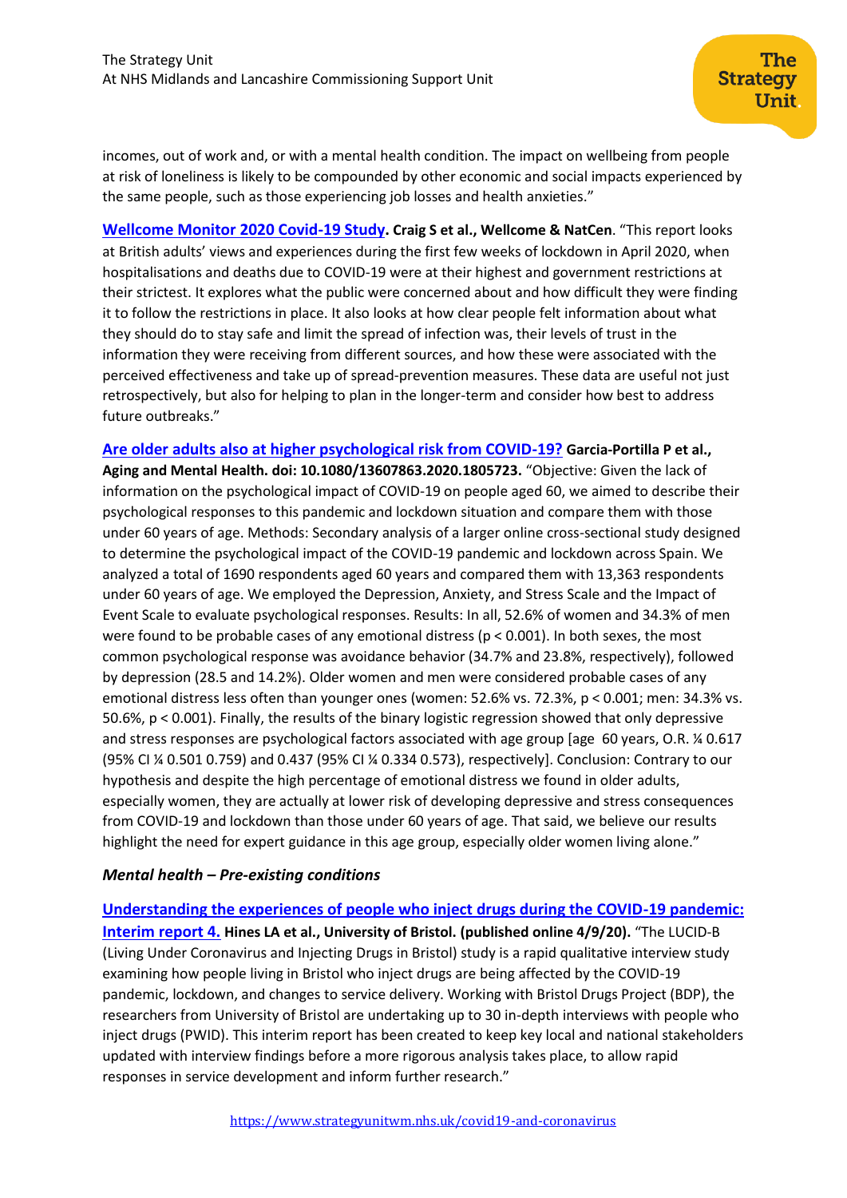incomes, out of work and, or with a mental health condition. The impact on wellbeing from people at risk of loneliness is likely to be compounded by other economic and social impacts experienced by the same people, such as those experiencing job losses and health anxieties."

[Wellcome Monitor 2020 Covid-19 Study](). **Craig S et al., Wellcome & NatCen**. "This report looks at British adults' views and experiences during the first few weeks of lockdown in April 2020, when hospitalisations and deaths due to COVID-19 were at their highest and government restrictions at their strictest. It explores what the public were concerned about and how difficult they were finding it to follow the restrictions in place. It also looks at how clear people felt information about what they should do to stay safe and limit the spread of infection was, their levels of trust in the information they were receiving from different sources, and how these were associated with the perceived effectiveness and take up of spread-prevention measures. These data are useful not just retrospectively, but also for helping to plan in the longer-term and consider how best to address future outbreaks."

[Are older adults also at higher psychological risk from COVID-19?]() **Garcia-Portilla P et al., Aging and Mental Health. doi: 10.1080/13607863.2020.1805723.** "Objective: Given the lack of information on the psychological impact of COVID-19 on people aged 60, we aimed to describe their psychological responses to this pandemic and lockdown situation and compare them with those under 60 years of age. Methods: Secondary analysis of a larger online cross-sectional study designed to determine the psychological impact of the COVID-19 pandemic and lockdown across Spain. We analyzed a total of 1690 respondents aged 60 years and compared them with 13,363 respondents under 60 years of age. We employed the Depression, Anxiety, and Stress Scale and the Impact of Event Scale to evaluate psychological responses. Results: In all, 52.6% of women and 34.3% of men were found to be probable cases of any emotional distress ($p < 0.001$). In both sexes, the most common psychological response was avoidance behavior (34.7% and 23.8%, respectively), followed by depression (28.5 and 14.2%). Older women and men were considered probable cases of any emotional distress less often than younger ones (women: 52.6% vs. 72.3%, $p < 0.001$; men: 34.3% vs. 50.6%, $p < 0.001$). Finally, the results of the binary logistic regression showed that only depressive and stress responses are psychological factors associated with age group [age 60 years, O.R. ¼ 0.617 (95% CI ¼ 0.501 0.759) and 0.437 (95% CI ¼ 0.334 0.573), respectively]. Conclusion: Contrary to our hypothesis and despite the high percentage of emotional distress we found in older adults, especially women, they are actually at lower risk of developing depressive and stress consequences from COVID-19 and lockdown than those under 60 years of age. That said, we believe our results highlight the need for expert guidance in this age group, especially older women living alone."

***Mental health – Pre-existing conditions***

[Understanding the experiences of people who inject drugs during the COVID-19 pandemic: Interim report 4.]() **Hines LA et al., University of Bristol. (published online 4/9/20).** "The LUCID-B (Living Under Coronavirus and Injecting Drugs in Bristol) study is a rapid qualitative interview study examining how people living in Bristol who inject drugs are being affected by the COVID-19 pandemic, lockdown, and changes to service delivery. Working with Bristol Drugs Project (BDP), the researchers from University of Bristol are undertaking up to 30 in-depth interviews with people who inject drugs (PWID). This interim report has been created to keep key local and national stakeholders updated with interview findings before a more rigorous analysis takes place, to allow rapid responses in service development and inform further research."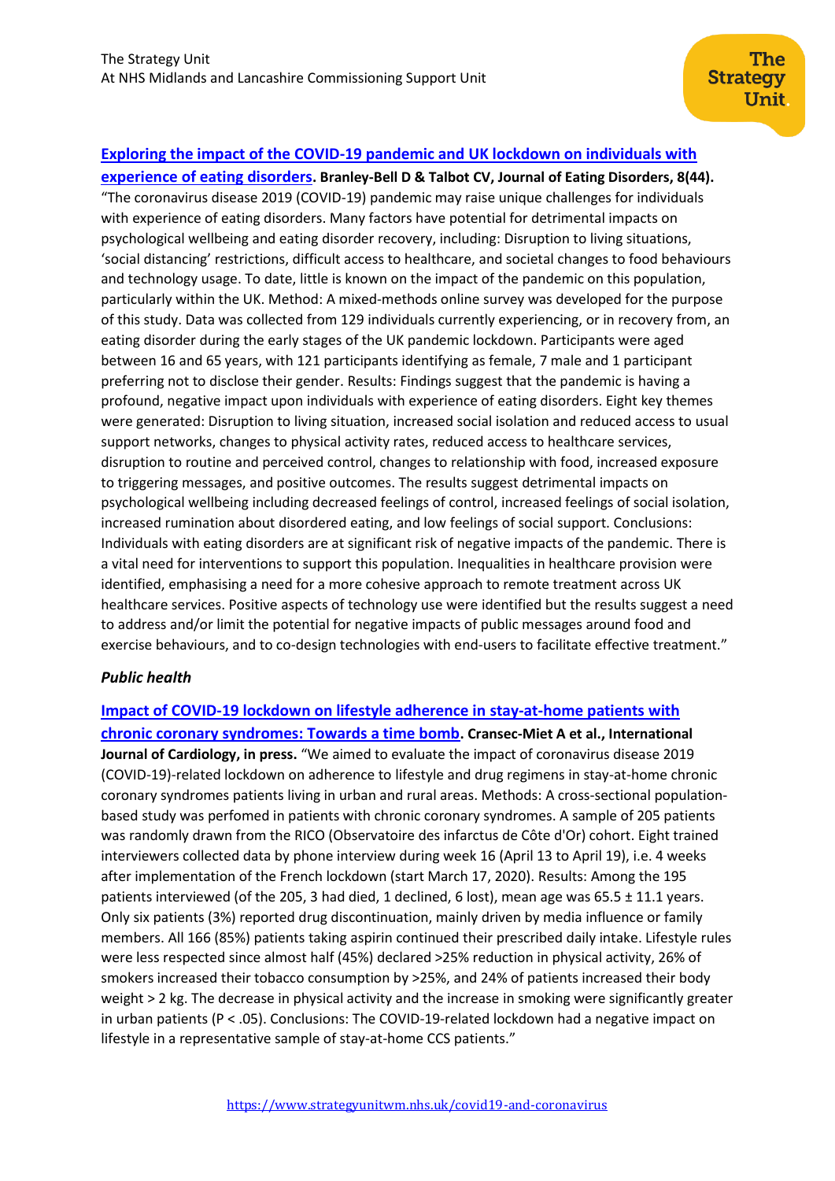**[Exploring the impact of the COVID-19 pandemic and UK lockdown on individuals with experience of eating disorders](). Branley-Bell D & Talbot CV, Journal of Eating Disorders, 8(44).** "The coronavirus disease 2019 (COVID-19) pandemic may raise unique challenges for individuals with experience of eating disorders. Many factors have potential for detrimental impacts on psychological wellbeing and eating disorder recovery, including: Disruption to living situations, 'social distancing' restrictions, difficult access to healthcare, and societal changes to food behaviours and technology usage. To date, little is known on the impact of the pandemic on this population, particularly within the UK. Method: A mixed-methods online survey was developed for the purpose of this study. Data was collected from 129 individuals currently experiencing, or in recovery from, an eating disorder during the early stages of the UK pandemic lockdown. Participants were aged between 16 and 65 years, with 121 participants identifying as female, 7 male and 1 participant preferring not to disclose their gender. Results: Findings suggest that the pandemic is having a profound, negative impact upon individuals with experience of eating disorders. Eight key themes were generated: Disruption to living situation, increased social isolation and reduced access to usual support networks, changes to physical activity rates, reduced access to healthcare services, disruption to routine and perceived control, changes to relationship with food, increased exposure to triggering messages, and positive outcomes. The results suggest detrimental impacts on psychological wellbeing including decreased feelings of control, increased feelings of social isolation, increased rumination about disordered eating, and low feelings of social support. Conclusions: Individuals with eating disorders are at significant risk of negative impacts of the pandemic. There is a vital need for interventions to support this population. Inequalities in healthcare provision were identified, emphasising a need for a more cohesive approach to remote treatment across UK healthcare services. Positive aspects of technology use were identified but the results suggest a need to address and/or limit the potential for negative impacts of public messages around food and exercise behaviours, and to co-design technologies with end-users to facilitate effective treatment."

### *Public health*

**[Impact of COVID-19 lockdown on lifestyle adherence in stay-at-home patients with chronic coronary syndromes: Towards a time bomb](). Cransec-Miet A et al., International Journal of Cardiology, in press.** "We aimed to evaluate the impact of coronavirus disease 2019 (COVID-19)-related lockdown on adherence to lifestyle and drug regimens in stay-at-home chronic coronary syndromes patients living in urban and rural areas. Methods: A cross-sectional population-based study was perfomed in patients with chronic coronary syndromes. A sample of 205 patients was randomly drawn from the RICO (Observatoire des infarctus de Côte d'Or) cohort. Eight trained interviewers collected data by phone interview during week 16 (April 13 to April 19), i.e. 4 weeks after implementation of the French lockdown (start March 17, 2020). Results: Among the 195 patients interviewed (of the 205, 3 had died, 1 declined, 6 lost), mean age was 65.5 ± 11.1 years. Only six patients (3%) reported drug discontinuation, mainly driven by media influence or family members. All 166 (85%) patients taking aspirin continued their prescribed daily intake. Lifestyle rules were less respected since almost half (45%) declared >25% reduction in physical activity, 26% of smokers increased their tobacco consumption by >25%, and 24% of patients increased their body weight > 2 kg. The decrease in physical activity and the increase in smoking were significantly greater in urban patients ($P < .05$). Conclusions: The COVID-19-related lockdown had a negative impact on lifestyle in a representative sample of stay-at-home CCS patients."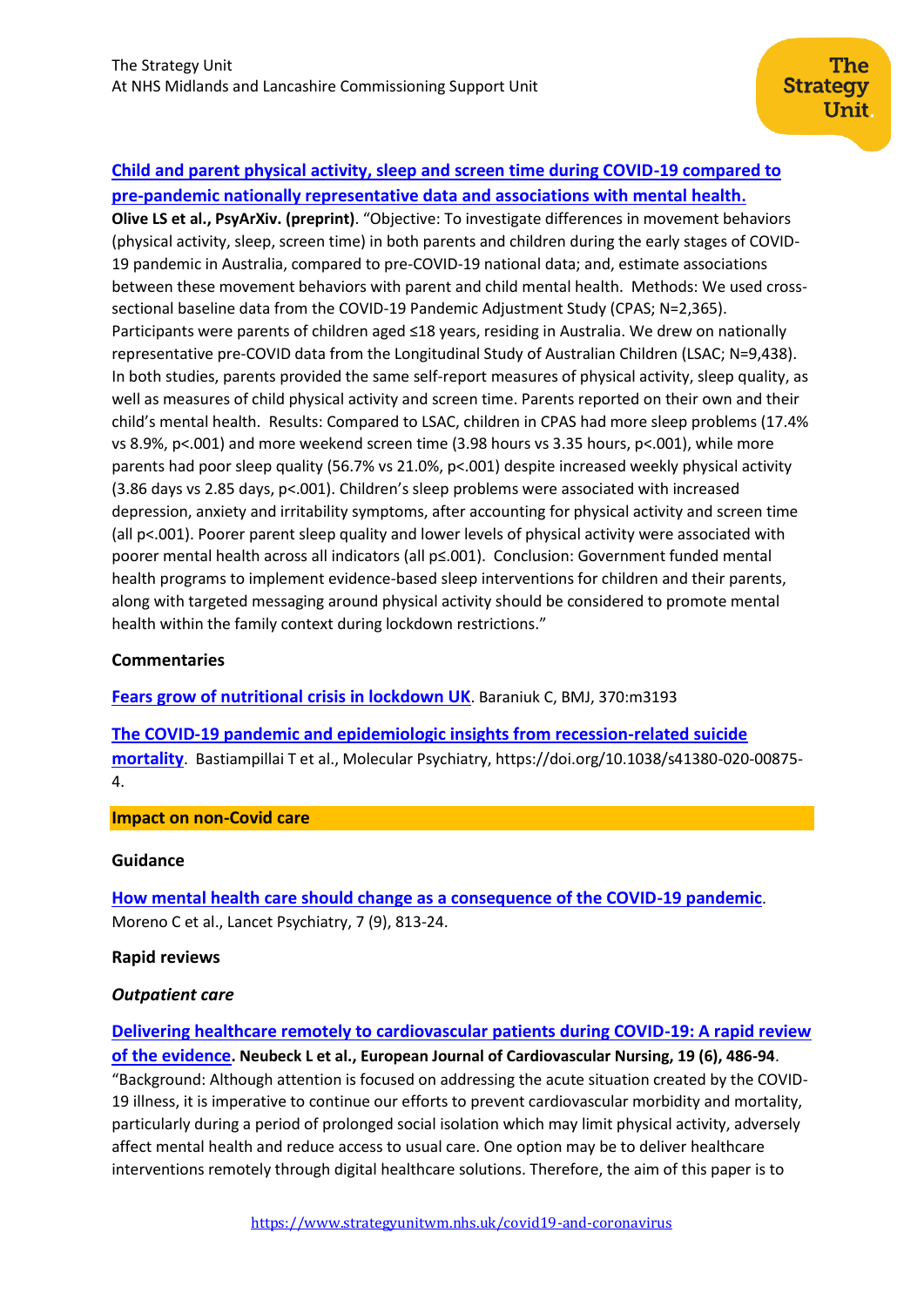[Child and parent physical activity, sleep and screen time during COVID-19 compared to pre-pandemic nationally representative data and associations with mental health.](#)
**Olive LS et al., PsyArXiv. (preprint)**. "Objective: To investigate differences in movement behaviors (physical activity, sleep, screen time) in both parents and children during the early stages of COVID-19 pandemic in Australia, compared to pre-COVID-19 national data; and, estimate associations between these movement behaviors with parent and child mental health. Methods: We used cross-sectional baseline data from the COVID-19 Pandemic Adjustment Study (CPAS; N=2,365). Participants were parents of children aged ≤18 years, residing in Australia. We drew on nationally representative pre-COVID data from the Longitudinal Study of Australian Children (LSAC; N=9,438). In both studies, parents provided the same self-report measures of physical activity, sleep quality, as well as measures of child physical activity and screen time. Parents reported on their own and their child's mental health. Results: Compared to LSAC, children in CPAS had more sleep problems (17.4% vs 8.9%, $p<.001$) and more weekend screen time (3.98 hours vs 3.35 hours, $p<.001$), while more parents had poor sleep quality (56.7% vs 21.0%, $p<.001$) despite increased weekly physical activity (3.86 days vs 2.85 days, $p<.001$). Children's sleep problems were associated with increased depression, anxiety and irritability symptoms, after accounting for physical activity and screen time (all $p<.001$). Poorer parent sleep quality and lower levels of physical activity were associated with poorer mental health across all indicators (all $p\leq.001$). Conclusion: Government funded mental health programs to implement evidence-based sleep interventions for children and their parents, along with targeted messaging around physical activity should be considered to promote mental health within the family context during lockdown restrictions."

**Commentaries**

[Fears grow of nutritional crisis in lockdown UK](#). Baraniuk C, BMJ, 370:m3193

[The COVID-19 pandemic and epidemiologic insights from recession-related suicide mortality](#). Bastiampillai T et al., Molecular Psychiatry, https://doi.org/10.1038/s41380-020-00875-4.

## Impact on non-Covid care

**Guidance**

[How mental health care should change as a consequence of the COVID-19 pandemic](#). Moreno C et al., Lancet Psychiatry, 7 (9), 813-24.

**Rapid reviews**

***Outpatient care***

[Delivering healthcare remotely to cardiovascular patients during COVID-19: A rapid review of the evidence](#). **Neubeck L et al., European Journal of Cardiovascular Nursing, 19 (6), 486-94**. "Background: Although attention is focused on addressing the acute situation created by the COVID-19 illness, it is imperative to continue our efforts to prevent cardiovascular morbidity and mortality, particularly during a period of prolonged social isolation which may limit physical activity, adversely affect mental health and reduce access to usual care. One option may be to deliver healthcare interventions remotely through digital healthcare solutions. Therefore, the aim of this paper is to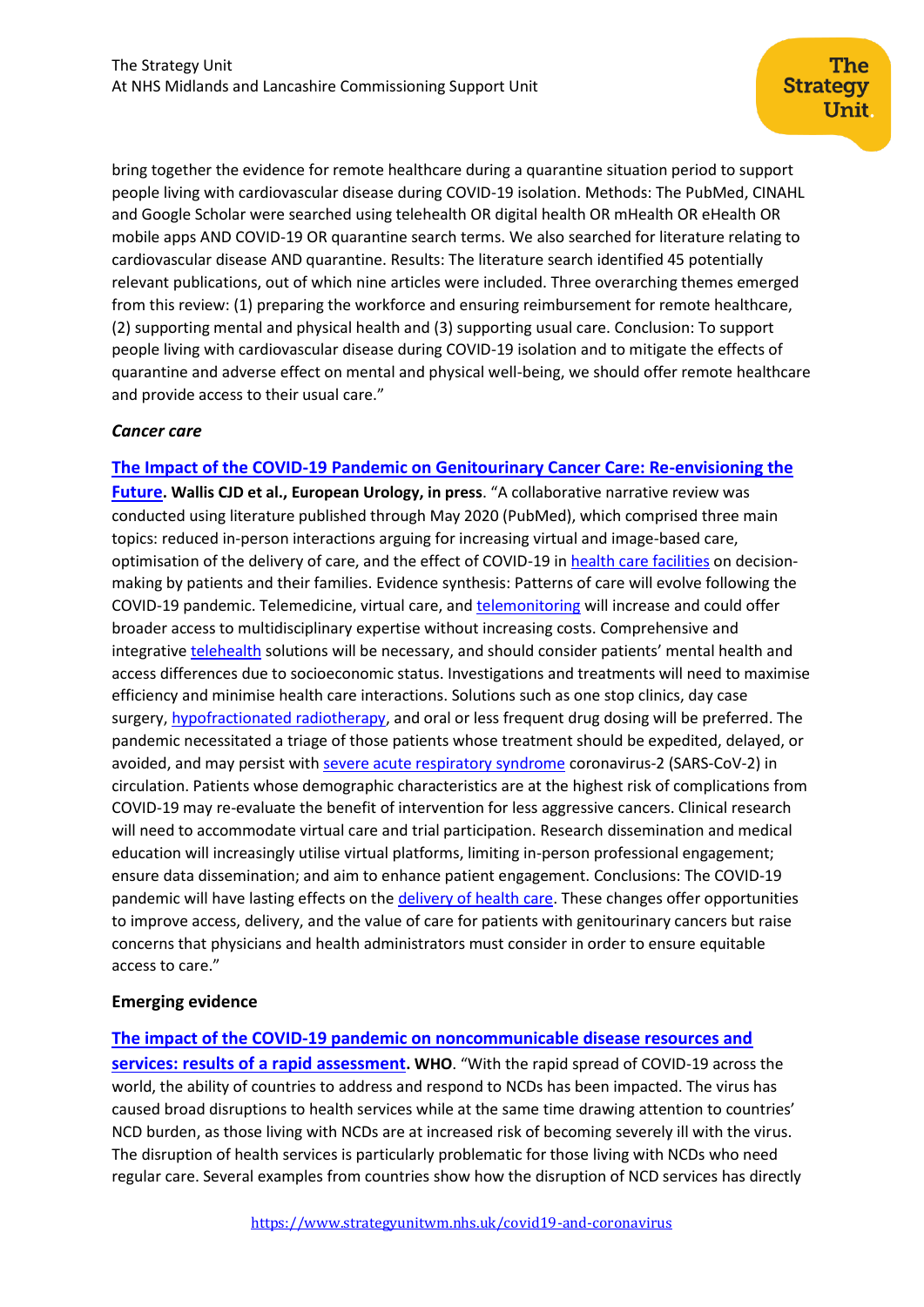bring together the evidence for remote healthcare during a quarantine situation period to support people living with cardiovascular disease during COVID-19 isolation. Methods: The PubMed, CINAHL and Google Scholar were searched using telehealth OR digital health OR mHealth OR eHealth OR mobile apps AND COVID-19 OR quarantine search terms. We also searched for literature relating to cardiovascular disease AND quarantine. Results: The literature search identified 45 potentially relevant publications, out of which nine articles were included. Three overarching themes emerged from this review: (1) preparing the workforce and ensuring reimbursement for remote healthcare, (2) supporting mental and physical health and (3) supporting usual care. Conclusion: To support people living with cardiovascular disease during COVID-19 isolation and to mitigate the effects of quarantine and adverse effect on mental and physical well-being, we should offer remote healthcare and provide access to their usual care."

***Cancer care***

**The Impact of the COVID-19 Pandemic on Genitourinary Cancer Care: Re-envisioning the Future. Wallis CJD et al., European Urology, in press**. "A collaborative narrative review was conducted using literature published through May 2020 (PubMed), which comprised three main topics: reduced in-person interactions arguing for increasing virtual and image-based care, optimisation of the delivery of care, and the effect of COVID-19 in health care facilities on decision-making by patients and their families. Evidence synthesis: Patterns of care will evolve following the COVID-19 pandemic. Telemedicine, virtual care, and telemonitoring will increase and could offer broader access to multidisciplinary expertise without increasing costs. Comprehensive and integrative telehealth solutions will be necessary, and should consider patients' mental health and access differences due to socioeconomic status. Investigations and treatments will need to maximise efficiency and minimise health care interactions. Solutions such as one stop clinics, day case surgery, hypofractionated radiotherapy, and oral or less frequent drug dosing will be preferred. The pandemic necessitated a triage of those patients whose treatment should be expedited, delayed, or avoided, and may persist with severe acute respiratory syndrome coronavirus-2 (SARS-CoV-2) in circulation. Patients whose demographic characteristics are at the highest risk of complications from COVID-19 may re-evaluate the benefit of intervention for less aggressive cancers. Clinical research will need to accommodate virtual care and trial participation. Research dissemination and medical education will increasingly utilise virtual platforms, limiting in-person professional engagement; ensure data dissemination; and aim to enhance patient engagement. Conclusions: The COVID-19 pandemic will have lasting effects on the delivery of health care. These changes offer opportunities to improve access, delivery, and the value of care for patients with genitourinary cancers but raise concerns that physicians and health administrators must consider in order to ensure equitable access to care."

**Emerging evidence**

**The impact of the COVID-19 pandemic on noncommunicable disease resources and services: results of a rapid assessment. WHO**. "With the rapid spread of COVID-19 across the world, the ability of countries to address and respond to NCDs has been impacted. The virus has caused broad disruptions to health services while at the same time drawing attention to countries' NCD burden, as those living with NCDs are at increased risk of becoming severely ill with the virus. The disruption of health services is particularly problematic for those living with NCDs who need regular care. Several examples from countries show how the disruption of NCD services has directly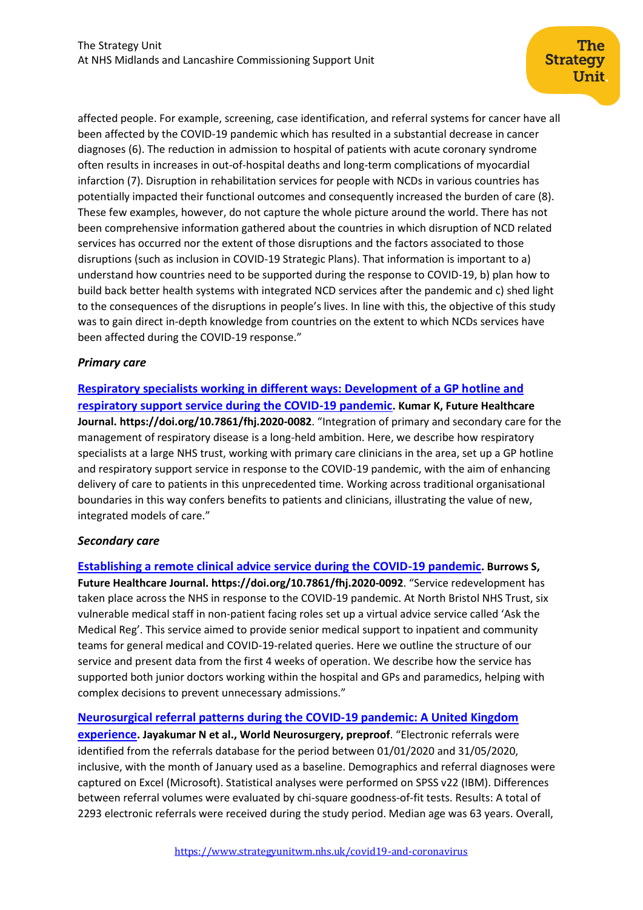affected people. For example, screening, case identification, and referral systems for cancer have all been affected by the COVID-19 pandemic which has resulted in a substantial decrease in cancer diagnoses (6). The reduction in admission to hospital of patients with acute coronary syndrome often results in increases in out-of-hospital deaths and long-term complications of myocardial infarction (7). Disruption in rehabilitation services for people with NCDs in various countries has potentially impacted their functional outcomes and consequently increased the burden of care (8). These few examples, however, do not capture the whole picture around the world. There has not been comprehensive information gathered about the countries in which disruption of NCD related services has occurred nor the extent of those disruptions and the factors associated to those disruptions (such as inclusion in COVID-19 Strategic Plans). That information is important to a) understand how countries need to be supported during the response to COVID-19, b) plan how to build back better health systems with integrated NCD services after the pandemic and c) shed light to the consequences of the disruptions in people's lives. In line with this, the objective of this study was to gain direct in-depth knowledge from countries on the extent to which NCDs services have been affected during the COVID-19 response."

### *Primary care*

**Respiratory specialists working in different ways: Development of a GP hotline and respiratory support service during the COVID-19 pandemic. Kumar K, Future Healthcare Journal. https://doi.org/10.7861/fhj.2020-0082**. "Integration of primary and secondary care for the management of respiratory disease is a long-held ambition. Here, we describe how respiratory specialists at a large NHS trust, working with primary care clinicians in the area, set up a GP hotline and respiratory support service in response to the COVID-19 pandemic, with the aim of enhancing delivery of care to patients in this unprecedented time. Working across traditional organisational boundaries in this way confers benefits to patients and clinicians, illustrating the value of new, integrated models of care."

### *Secondary care*

**Establishing a remote clinical advice service during the COVID-19 pandemic. Burrows S, Future Healthcare Journal. https://doi.org/10.7861/fhj.2020-0092**. "Service redevelopment has taken place across the NHS in response to the COVID-19 pandemic. At North Bristol NHS Trust, six vulnerable medical staff in non-patient facing roles set up a virtual advice service called 'Ask the Medical Reg'. This service aimed to provide senior medical support to inpatient and community teams for general medical and COVID-19-related queries. Here we outline the structure of our service and present data from the first 4 weeks of operation. We describe how the service has supported both junior doctors working within the hospital and GPs and paramedics, helping with complex decisions to prevent unnecessary admissions."

**Neurosurgical referral patterns during the COVID-19 pandemic: A United Kingdom experience. Jayakumar N et al., World Neurosurgery, preproof**. "Electronic referrals were identified from the referrals database for the period between 01/01/2020 and 31/05/2020, inclusive, with the month of January used as a baseline. Demographics and referral diagnoses were captured on Excel (Microsoft). Statistical analyses were performed on SPSS v22 (IBM). Differences between referral volumes were evaluated by chi-square goodness-of-fit tests. Results: A total of 2293 electronic referrals were received during the study period. Median age was 63 years. Overall,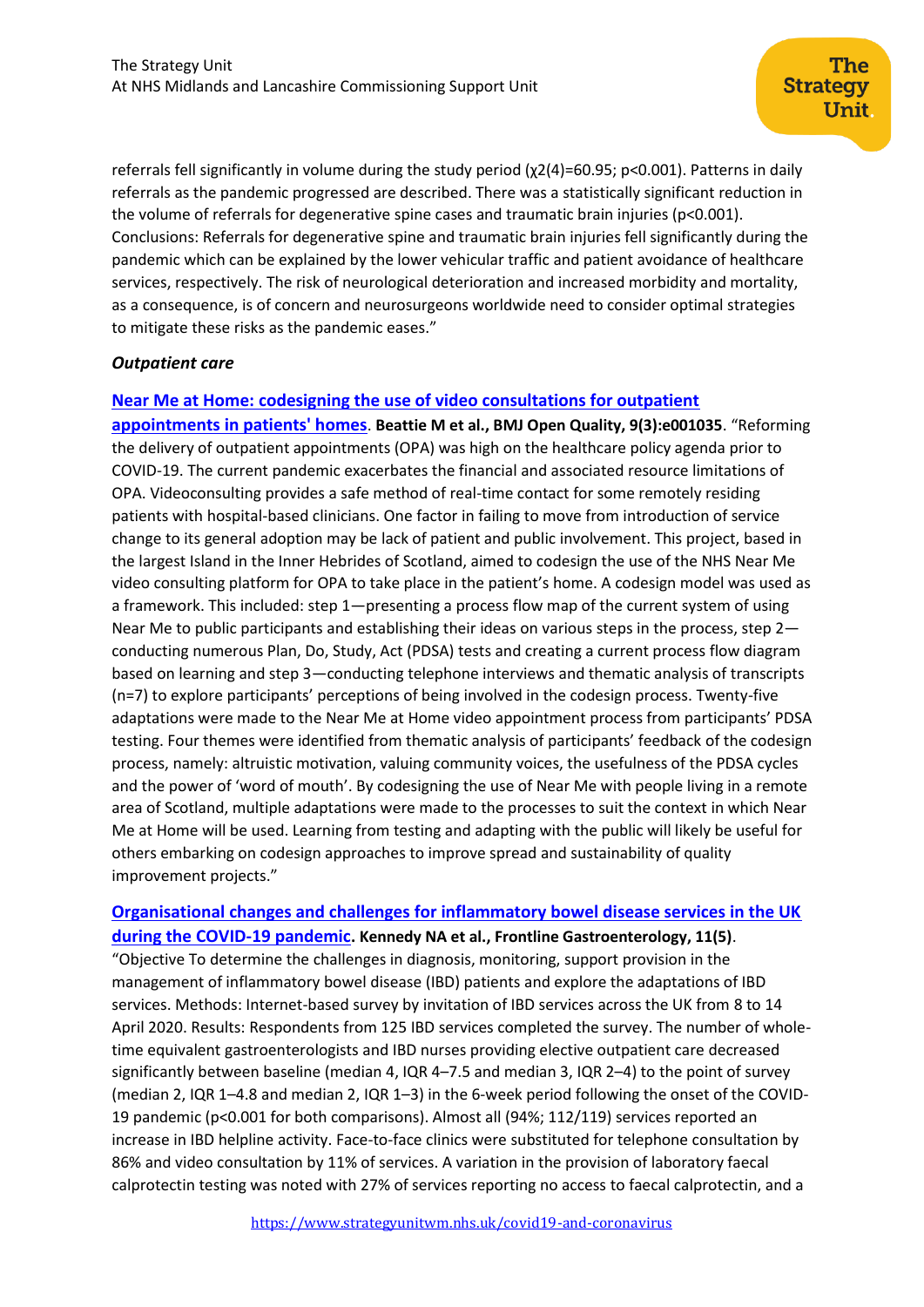referrals fell significantly in volume during the study period ($\chi 2(4)=60.95$; $p<0.001$). Patterns in daily referrals as the pandemic progressed are described. There was a statistically significant reduction in the volume of referrals for degenerative spine cases and traumatic brain injuries ($p<0.001$). Conclusions: Referrals for degenerative spine and traumatic brain injuries fell significantly during the pandemic which can be explained by the lower vehicular traffic and patient avoidance of healthcare services, respectively. The risk of neurological deterioration and increased morbidity and mortality, as a consequence, is of concern and neurosurgeons worldwide need to consider optimal strategies to mitigate these risks as the pandemic eases."

### *Outpatient care*

**Near Me at Home: codesigning the use of video consultations for outpatient appointments in patients' homes**. **Beattie M et al., BMJ Open Quality, 9(3):e001035**. "Reforming the delivery of outpatient appointments (OPA) was high on the healthcare policy agenda prior to COVID-19. The current pandemic exacerbates the financial and associated resource limitations of OPA. Videoconsulting provides a safe method of real-time contact for some remotely residing patients with hospital-based clinicians. One factor in failing to move from introduction of service change to its general adoption may be lack of patient and public involvement. This project, based in the largest Island in the Inner Hebrides of Scotland, aimed to codesign the use of the NHS Near Me video consulting platform for OPA to take place in the patient's home. A codesign model was used as a framework. This included: step 1—presenting a process flow map of the current system of using Near Me to public participants and establishing their ideas on various steps in the process, step 2—conducting numerous Plan, Do, Study, Act (PDSA) tests and creating a current process flow diagram based on learning and step 3—conducting telephone interviews and thematic analysis of transcripts (n=7) to explore participants' perceptions of being involved in the codesign process. Twenty-five adaptations were made to the Near Me at Home video appointment process from participants' PDSA testing. Four themes were identified from thematic analysis of participants' feedback of the codesign process, namely: altruistic motivation, valuing community voices, the usefulness of the PDSA cycles and the power of 'word of mouth'. By codesigning the use of Near Me with people living in a remote area of Scotland, multiple adaptations were made to the processes to suit the context in which Near Me at Home will be used. Learning from testing and adapting with the public will likely be useful for others embarking on codesign approaches to improve spread and sustainability of quality improvement projects."

**Organisational changes and challenges for inflammatory bowel disease services in the UK during the COVID-19 pandemic. Kennedy NA et al., Frontline Gastroenterology, 11(5)**. "Objective To determine the challenges in diagnosis, monitoring, support provision in the management of inflammatory bowel disease (IBD) patients and explore the adaptations of IBD services. Methods: Internet-based survey by invitation of IBD services across the UK from 8 to 14 April 2020. Results: Respondents from 125 IBD services completed the survey. The number of whole-time equivalent gastroenterologists and IBD nurses providing elective outpatient care decreased significantly between baseline (median 4, IQR 4–7.5 and median 3, IQR 2–4) to the point of survey (median 2, IQR 1–4.8 and median 2, IQR 1–3) in the 6-week period following the onset of the COVID-19 pandemic ($p<0.001$ for both comparisons). Almost all (94%; 112/119) services reported an increase in IBD helpline activity. Face-to-face clinics were substituted for telephone consultation by 86% and video consultation by 11% of services. A variation in the provision of laboratory faecal calprotectin testing was noted with 27% of services reporting no access to faecal calprotectin, and a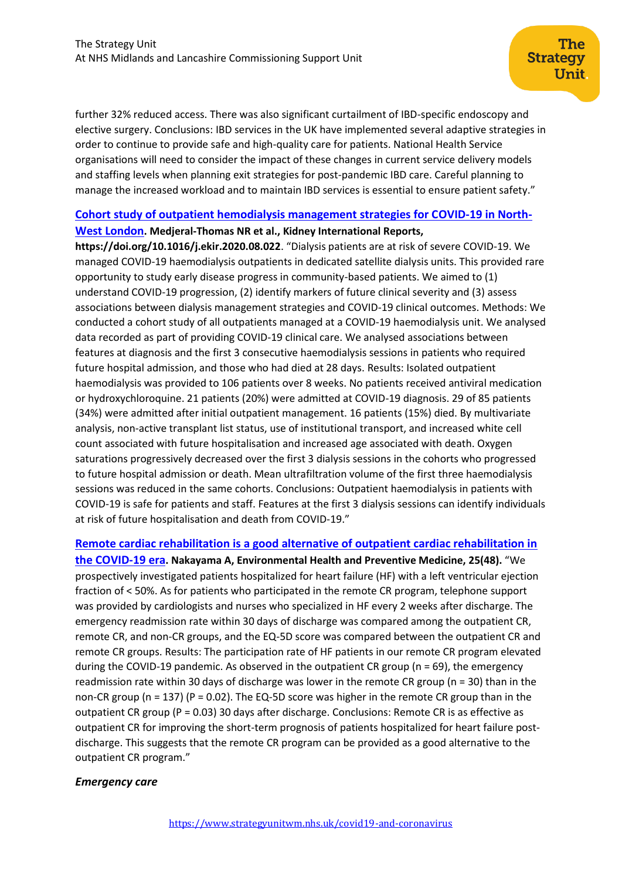further 32% reduced access. There was also significant curtailment of IBD-specific endoscopy and elective surgery. Conclusions: IBD services in the UK have implemented several adaptive strategies in order to continue to provide safe and high-quality care for patients. National Health Service organisations will need to consider the impact of these changes in current service delivery models and staffing levels when planning exit strategies for post-pandemic IBD care. Careful planning to manage the increased workload and to maintain IBD services is essential to ensure patient safety."

**Cohort study of outpatient hemodialysis management strategies for COVID-19 in North-West London. Medjeral-Thomas NR et al., Kidney International Reports, https://doi.org/10.1016/j.ekir.2020.08.022**. "Dialysis patients are at risk of severe COVID-19. We managed COVID-19 haemodialysis outpatients in dedicated satellite dialysis units. This provided rare opportunity to study early disease progress in community-based patients. We aimed to (1) understand COVID-19 progression, (2) identify markers of future clinical severity and (3) assess associations between dialysis management strategies and COVID-19 clinical outcomes. Methods: We conducted a cohort study of all outpatients managed at a COVID-19 haemodialysis unit. We analysed data recorded as part of providing COVID-19 clinical care. We analysed associations between features at diagnosis and the first 3 consecutive haemodialysis sessions in patients who required future hospital admission, and those who had died at 28 days. Results: Isolated outpatient haemodialysis was provided to 106 patients over 8 weeks. No patients received antiviral medication or hydroxychloroquine. 21 patients (20%) were admitted at COVID-19 diagnosis. 29 of 85 patients (34%) were admitted after initial outpatient management. 16 patients (15%) died. By multivariate analysis, non-active transplant list status, use of institutional transport, and increased white cell count associated with future hospitalisation and increased age associated with death. Oxygen saturations progressively decreased over the first 3 dialysis sessions in the cohorts who progressed to future hospital admission or death. Mean ultrafiltration volume of the first three haemodialysis sessions was reduced in the same cohorts. Conclusions: Outpatient haemodialysis in patients with COVID-19 is safe for patients and staff. Features at the first 3 dialysis sessions can identify individuals at risk of future hospitalisation and death from COVID-19."

**Remote cardiac rehabilitation is a good alternative of outpatient cardiac rehabilitation in the COVID-19 era. Nakayama A, Environmental Health and Preventive Medicine, 25(48).** "We prospectively investigated patients hospitalized for heart failure (HF) with a left ventricular ejection fraction of < 50%. As for patients who participated in the remote CR program, telephone support was provided by cardiologists and nurses who specialized in HF every 2 weeks after discharge. The emergency readmission rate within 30 days of discharge was compared among the outpatient CR, remote CR, and non-CR groups, and the EQ-5D score was compared between the outpatient CR and remote CR groups. Results: The participation rate of HF patients in our remote CR program elevated during the COVID-19 pandemic. As observed in the outpatient CR group (n = 69), the emergency readmission rate within 30 days of discharge was lower in the remote CR group (n = 30) than in the non-CR group (n = 137) (P = 0.02). The EQ-5D score was higher in the remote CR group than in the outpatient CR group (P = 0.03) 30 days after discharge. Conclusions: Remote CR is as effective as outpatient CR for improving the short-term prognosis of patients hospitalized for heart failure post-discharge. This suggests that the remote CR program can be provided as a good alternative to the outpatient CR program."

***Emergency care***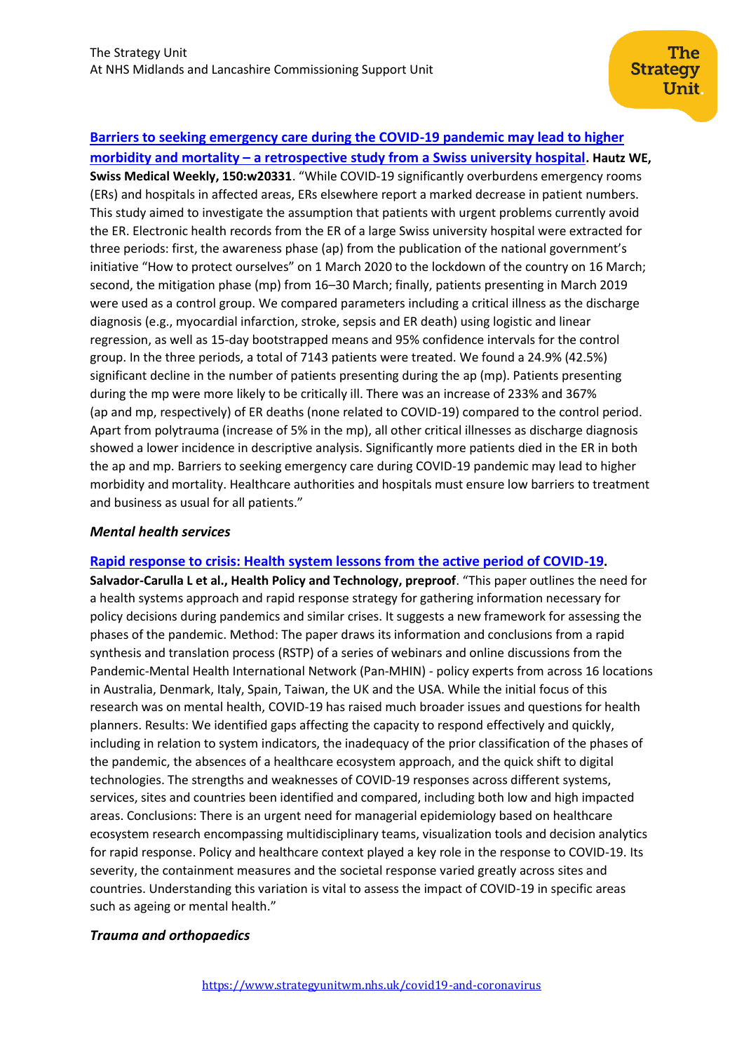**[Barriers to seeking emergency care during the COVID-19 pandemic may lead to higher morbidity and mortality – a retrospective study from a Swiss university hospital](#). Hautz WE, Swiss Medical Weekly, 150:w20331**. "While COVID-19 significantly overburdens emergency rooms (ERs) and hospitals in affected areas, ERs elsewhere report a marked decrease in patient numbers. This study aimed to investigate the assumption that patients with urgent problems currently avoid the ER. Electronic health records from the ER of a large Swiss university hospital were extracted for three periods: first, the awareness phase (ap) from the publication of the national government's initiative "How to protect ourselves" on 1 March 2020 to the lockdown of the country on 16 March; second, the mitigation phase (mp) from 16–30 March; finally, patients presenting in March 2019 were used as a control group. We compared parameters including a critical illness as the discharge diagnosis (e.g., myocardial infarction, stroke, sepsis and ER death) using logistic and linear regression, as well as 15-day bootstrapped means and 95% confidence intervals for the control group. In the three periods, a total of 7143 patients were treated. We found a 24.9% (42.5%) significant decline in the number of patients presenting during the ap (mp). Patients presenting during the mp were more likely to be critically ill. There was an increase of 233% and 367% (ap and mp, respectively) of ER deaths (none related to COVID-19) compared to the control period. Apart from polytrauma (increase of 5% in the mp), all other critical illnesses as discharge diagnosis showed a lower incidence in descriptive analysis. Significantly more patients died in the ER in both the ap and mp. Barriers to seeking emergency care during COVID-19 pandemic may lead to higher morbidity and mortality. Healthcare authorities and hospitals must ensure low barriers to treatment and business as usual for all patients."

### *Mental health services*

**[Rapid response to crisis: Health system lessons from the active period of COVID-19](#). Salvador-Carulla L et al., Health Policy and Technology, preproof**. "This paper outlines the need for a health systems approach and rapid response strategy for gathering information necessary for policy decisions during pandemics and similar crises. It suggests a new framework for assessing the phases of the pandemic. Method: The paper draws its information and conclusions from a rapid synthesis and translation process (RSTP) of a series of webinars and online discussions from the Pandemic-Mental Health International Network (Pan-MHIN) - policy experts from across 16 locations in Australia, Denmark, Italy, Spain, Taiwan, the UK and the USA. While the initial focus of this research was on mental health, COVID-19 has raised much broader issues and questions for health planners. Results: We identified gaps affecting the capacity to respond effectively and quickly, including in relation to system indicators, the inadequacy of the prior classification of the phases of the pandemic, the absences of a healthcare ecosystem approach, and the quick shift to digital technologies. The strengths and weaknesses of COVID-19 responses across different systems, services, sites and countries been identified and compared, including both low and high impacted areas. Conclusions: There is an urgent need for managerial epidemiology based on healthcare ecosystem research encompassing multidisciplinary teams, visualization tools and decision analytics for rapid response. Policy and healthcare context played a key role in the response to COVID-19. Its severity, the containment measures and the societal response varied greatly across sites and countries. Understanding this variation is vital to assess the impact of COVID-19 in specific areas such as ageing or mental health."

### *Trauma and orthopaedics*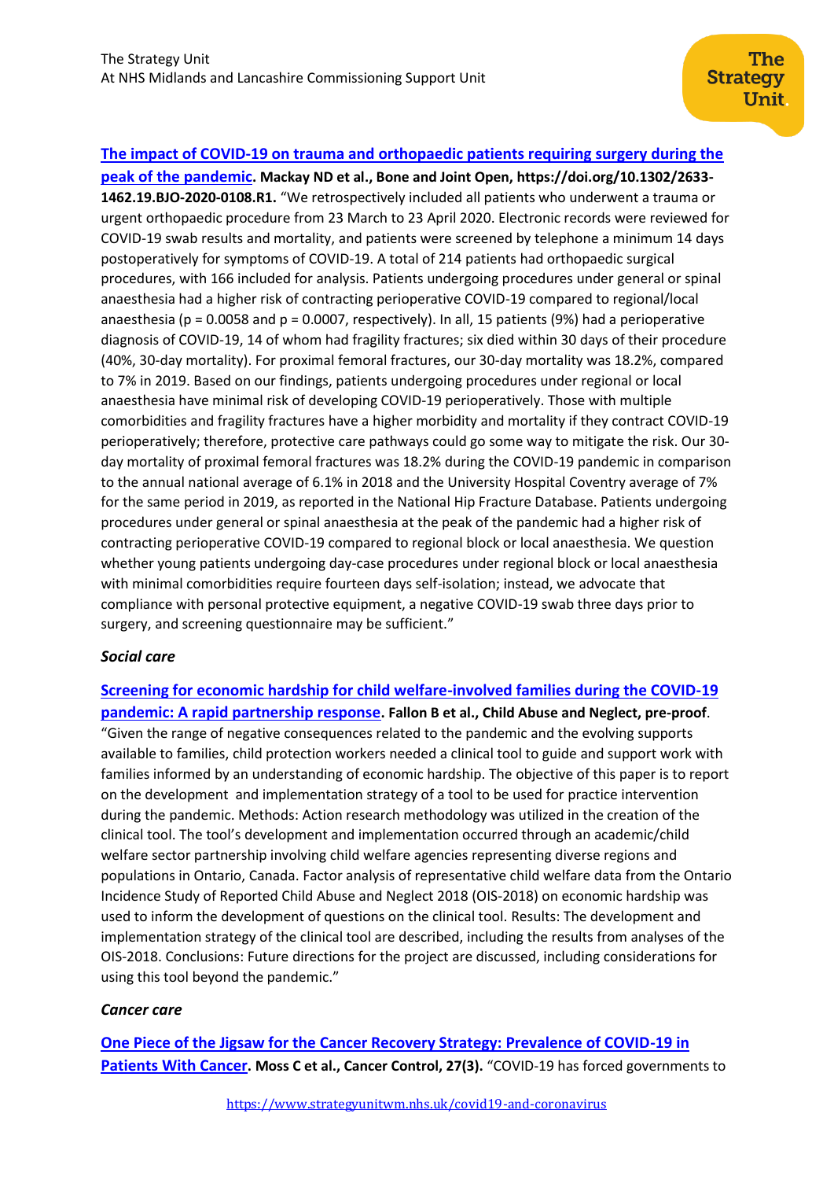**[The impact of COVID-19 on trauma and orthopaedic patients requiring surgery during the peak of the pandemic](https://doi.org/10.1302/2633-1462.19.BJO-2020-0108.R1). Mackay ND et al., Bone and Joint Open, https://doi.org/10.1302/2633-1462.19.BJO-2020-0108.R1.** "We retrospectively included all patients who underwent a trauma or urgent orthopaedic procedure from 23 March to 23 April 2020. Electronic records were reviewed for COVID-19 swab results and mortality, and patients were screened by telephone a minimum 14 days postoperatively for symptoms of COVID-19. A total of 214 patients had orthopaedic surgical procedures, with 166 included for analysis. Patients undergoing procedures under general or spinal anaesthesia had a higher risk of contracting perioperative COVID-19 compared to regional/local anaesthesia ($p = 0.0058$ and $p = 0.0007$, respectively). In all, 15 patients (9%) had a perioperative diagnosis of COVID-19, 14 of whom had fragility fractures; six died within 30 days of their procedure (40%, 30-day mortality). For proximal femoral fractures, our 30-day mortality was 18.2%, compared to 7% in 2019. Based on our findings, patients undergoing procedures under regional or local anaesthesia have minimal risk of developing COVID-19 perioperatively. Those with multiple comorbidities and fragility fractures have a higher morbidity and mortality if they contract COVID-19 perioperatively; therefore, protective care pathways could go some way to mitigate the risk. Our 30-day mortality of proximal femoral fractures was 18.2% during the COVID-19 pandemic in comparison to the annual national average of 6.1% in 2018 and the University Hospital Coventry average of 7% for the same period in 2019, as reported in the National Hip Fracture Database. Patients undergoing procedures under general or spinal anaesthesia at the peak of the pandemic had a higher risk of contracting perioperative COVID-19 compared to regional block or local anaesthesia. We question whether young patients undergoing day-case procedures under regional block or local anaesthesia with minimal comorbidities require fourteen days self-isolation; instead, we advocate that compliance with personal protective equipment, a negative COVID-19 swab three days prior to surgery, and screening questionnaire may be sufficient."

### *Social care*

**Screening for economic hardship for child welfare-involved families during the COVID-19 pandemic: A rapid partnership response. Fallon B et al., Child Abuse and Neglect, pre-proof**. "Given the range of negative consequences related to the pandemic and the evolving supports available to families, child protection workers needed a clinical tool to guide and support work with families informed by an understanding of economic hardship. The objective of this paper is to report on the development and implementation strategy of a tool to be used for practice intervention during the pandemic. Methods: Action research methodology was utilized in the creation of the clinical tool. The tool's development and implementation occurred through an academic/child welfare sector partnership involving child welfare agencies representing diverse regions and populations in Ontario, Canada. Factor analysis of representative child welfare data from the Ontario Incidence Study of Reported Child Abuse and Neglect 2018 (OIS-2018) on economic hardship was used to inform the development of questions on the clinical tool. Results: The development and implementation strategy of the clinical tool are described, including the results from analyses of the OIS-2018. Conclusions: Future directions for the project are discussed, including considerations for using this tool beyond the pandemic."

### *Cancer care*

**One Piece of the Jigsaw for the Cancer Recovery Strategy: Prevalence of COVID-19 in Patients With Cancer. Moss C et al., Cancer Control, 27(3).** "COVID-19 has forced governments to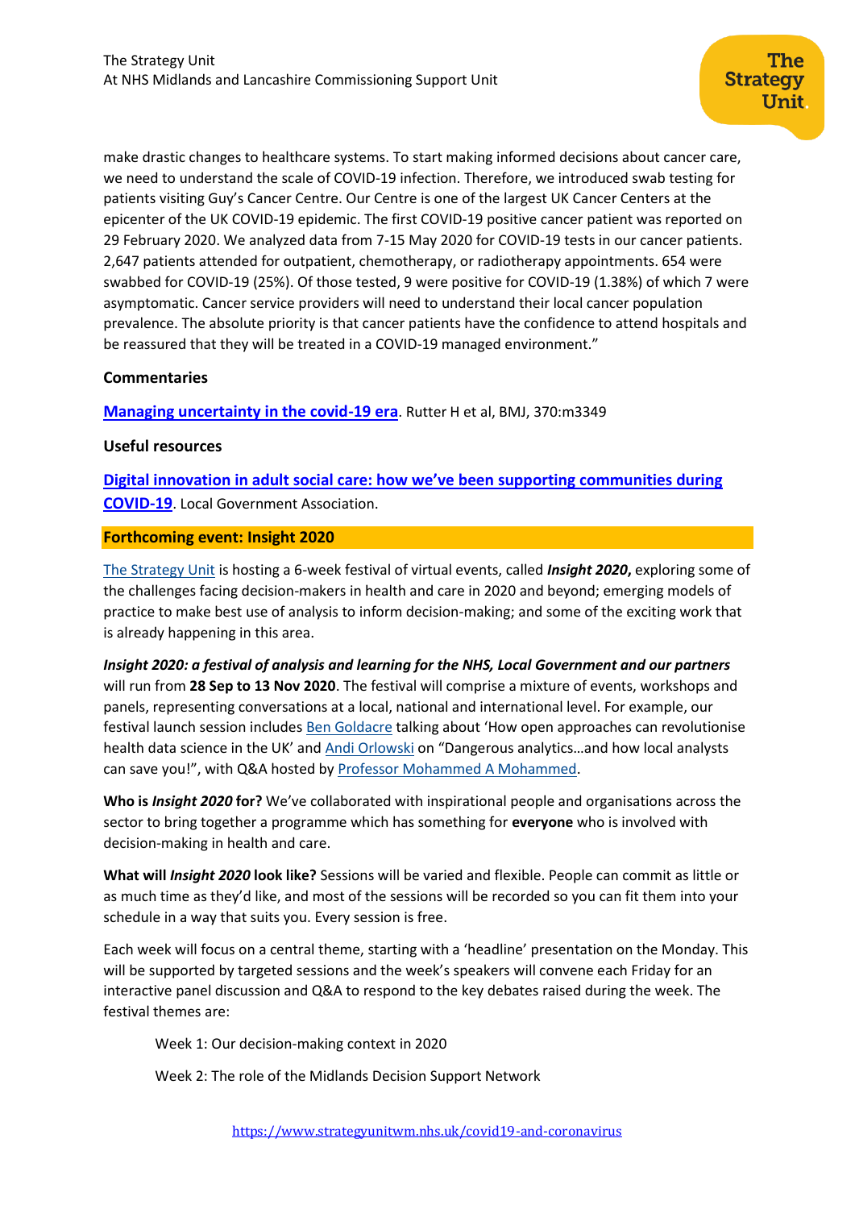make drastic changes to healthcare systems. To start making informed decisions about cancer care, we need to understand the scale of COVID-19 infection. Therefore, we introduced swab testing for patients visiting Guy's Cancer Centre. Our Centre is one of the largest UK Cancer Centers at the epicenter of the UK COVID-19 epidemic. The first COVID-19 positive cancer patient was reported on 29 February 2020. We analyzed data from 7-15 May 2020 for COVID-19 tests in our cancer patients. 2,647 patients attended for outpatient, chemotherapy, or radiotherapy appointments. 654 were swabbed for COVID-19 (25%). Of those tested, 9 were positive for COVID-19 (1.38%) of which 7 were asymptomatic. Cancer service providers will need to understand their local cancer population prevalence. The absolute priority is that cancer patients have the confidence to attend hospitals and be reassured that they will be treated in a COVID-19 managed environment."

**Commentaries**

**Managing uncertainty in the covid-19 era**. Rutter H et al, BMJ, 370:m3349

**Useful resources**

**Digital innovation in adult social care: how we've been supporting communities during COVID-19**. Local Government Association.

## Forthcoming event: Insight 2020

The Strategy Unit is hosting a 6-week festival of virtual events, called ***Insight 2020***, exploring some of the challenges facing decision-makers in health and care in 2020 and beyond; emerging models of practice to make best use of analysis to inform decision-making; and some of the exciting work that is already happening in this area.

***Insight 2020: a festival of analysis and learning for the NHS, Local Government and our partners*** will run from **28 Sep to 13 Nov 2020**. The festival will comprise a mixture of events, workshops and panels, representing conversations at a local, national and international level. For example, our festival launch session includes Ben Goldacre talking about 'How open approaches can revolutionise health data science in the UK' and Andi Orlowski on "Dangerous analytics…and how local analysts can save you!", with Q&A hosted by Professor Mohammed A Mohammed.

**Who is *Insight 2020* for?** We've collaborated with inspirational people and organisations across the sector to bring together a programme which has something for **everyone** who is involved with decision-making in health and care.

**What will *Insight 2020* look like?** Sessions will be varied and flexible. People can commit as little or as much time as they'd like, and most of the sessions will be recorded so you can fit them into your schedule in a way that suits you. Every session is free.

Each week will focus on a central theme, starting with a 'headline' presentation on the Monday. This will be supported by targeted sessions and the week's speakers will convene each Friday for an interactive panel discussion and Q&A to respond to the key debates raised during the week. The festival themes are:

Week 1: Our decision-making context in 2020

Week 2: The role of the Midlands Decision Support Network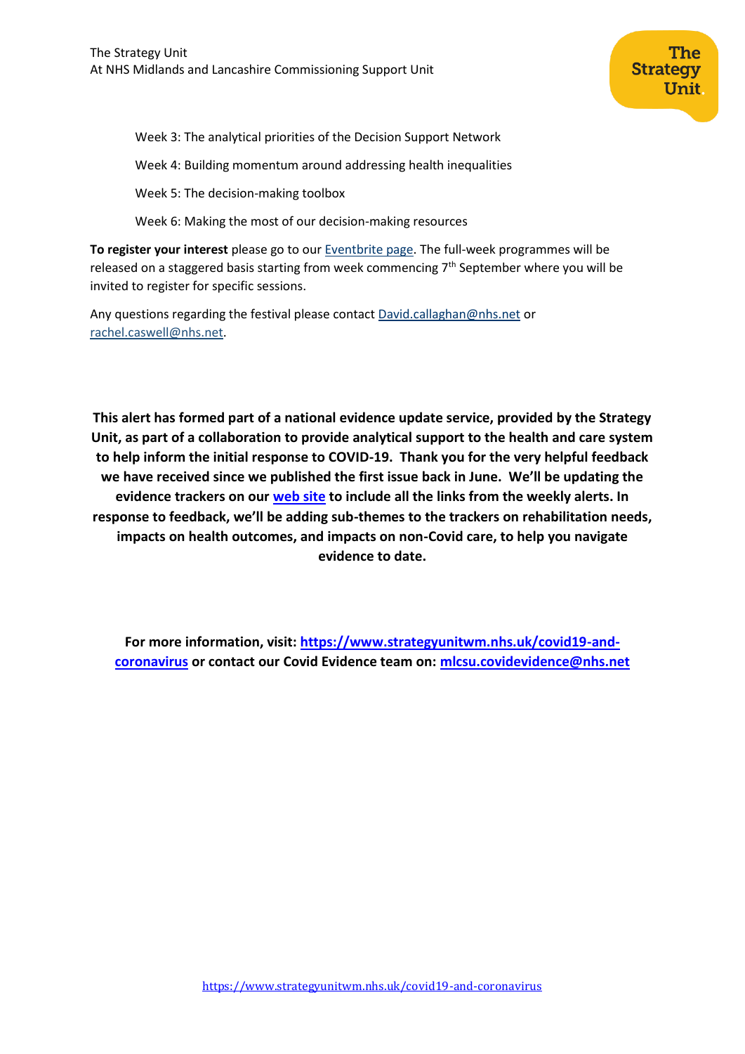Week 3: The analytical priorities of the Decision Support Network

Week 4: Building momentum around addressing health inequalities

Week 5: The decision-making toolbox

Week 6: Making the most of our decision-making resources

**To register your interest** please go to our Eventbrite page. The full-week programmes will be released on a staggered basis starting from week commencing 7th September where you will be invited to register for specific sessions.

Any questions regarding the festival please contact David.callaghan@nhs.net or rachel.caswell@nhs.net.

**This alert has formed part of a national evidence update service, provided by the Strategy Unit, as part of a collaboration to provide analytical support to the health and care system to help inform the initial response to COVID-19. Thank you for the very helpful feedback we have received since we published the first issue back in June. We'll be updating the evidence trackers on our web site to include all the links from the weekly alerts. In response to feedback, we'll be adding sub-themes to the trackers on rehabilitation needs, impacts on health outcomes, and impacts on non-Covid care, to help you navigate evidence to date.**

**For more information, visit: https://www.strategyunitwm.nhs.uk/covid19-and-coronavirus or contact our Covid Evidence team on: mlcsu.covidevidence@nhs.net**